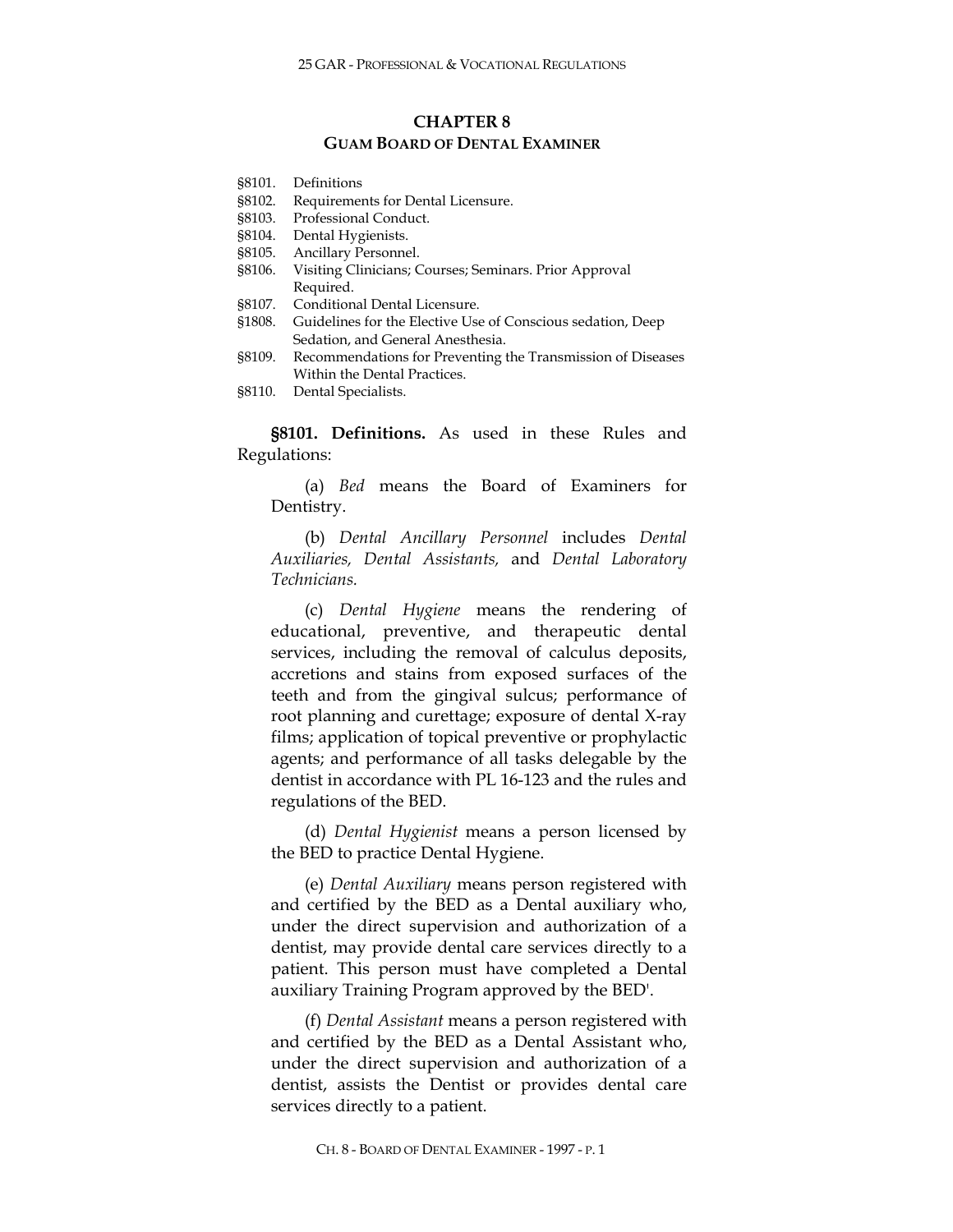# CHAPTER 8
## GUAM BOARD OF DENTAL EXAMINER

§8101. Definitions
§8102. Requirements for Dental Licensure.
§8103. Professional Conduct.
§8104. Dental Hygienists.
§8105. Ancillary Personnel.
§8106. Visiting Clinicians; Courses; Seminars. Prior Approval Required.
§8107. Conditional Dental Licensure.
§1808. Guidelines for the Elective Use of Conscious sedation, Deep Sedation, and General Anesthesia.
§8109. Recommendations for Preventing the Transmission of Diseases Within the Dental Practices.
§8110. Dental Specialists.

**§8101. Definitions.** As used in these Rules and Regulations:

(a) *Bed* means the Board of Examiners for Dentistry.

(b) *Dental Ancillary Personnel* includes *Dental Auxiliaries, Dental Assistants,* and *Dental Laboratory Technicians.*

(c) *Dental Hygiene* means the rendering of educational, preventive, and therapeutic dental services, including the removal of calculus deposits, accretions and stains from exposed surfaces of the teeth and from the gingival sulcus; performance of root planning and curettage; exposure of dental X-ray films; application of topical preventive or prophylactic agents; and performance of all tasks delegable by the dentist in accordance with PL 16-123 and the rules and regulations of the BED.

(d) *Dental Hygienist* means a person licensed by the BED to practice Dental Hygiene.

(e) *Dental Auxiliary* means person registered with and certified by the BED as a Dental auxiliary who, under the direct supervision and authorization of a dentist, may provide dental care services directly to a patient. This person must have completed a Dental auxiliary Training Program approved by the BED'.

(f) *Dental Assistant* means a person registered with and certified by the BED as a Dental Assistant who, under the direct supervision and authorization of a dentist, assists the Dentist or provides dental care services directly to a patient.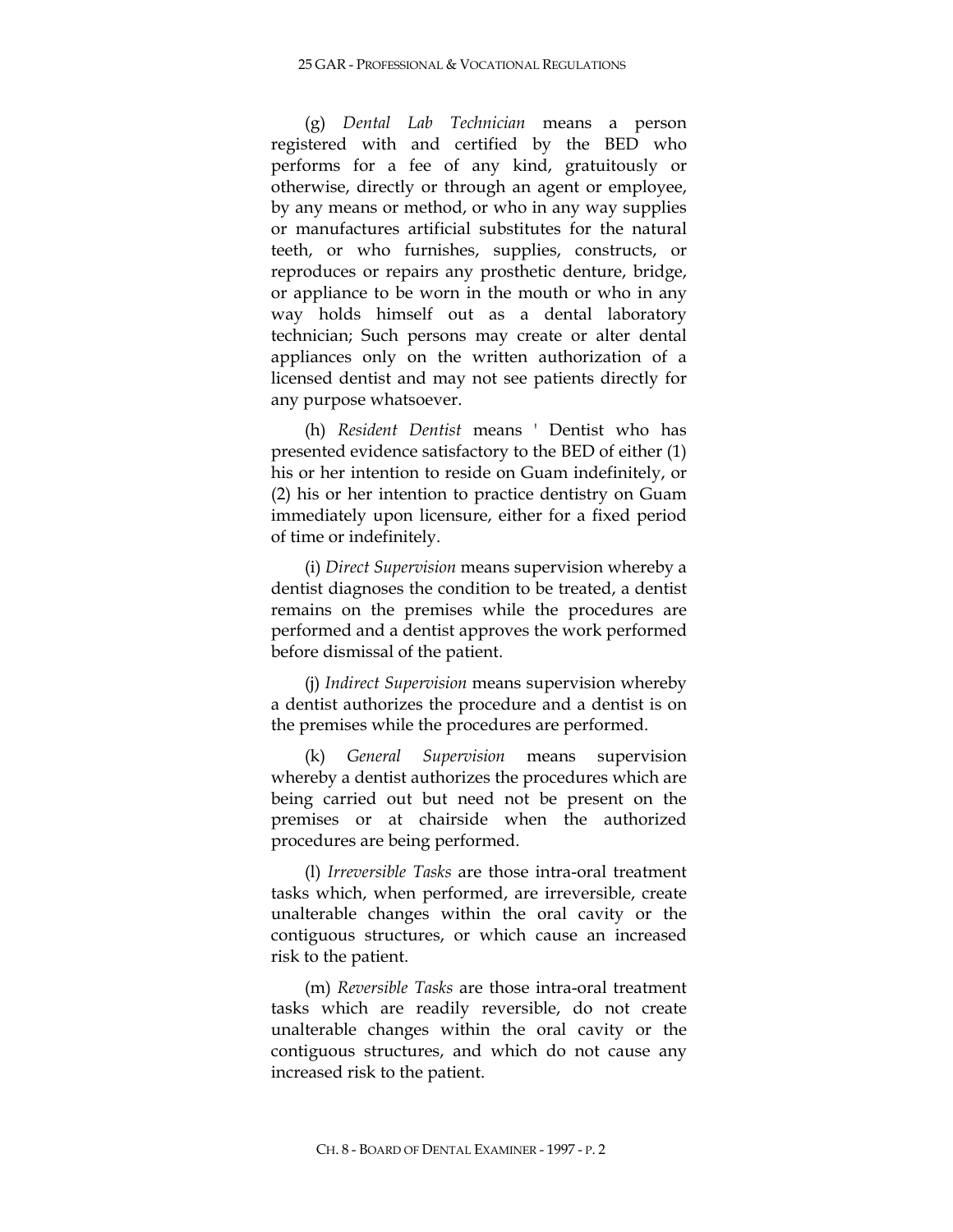(g) *Dental Lab Technician* means a person registered with and certified by the BED who performs for a fee of any kind, gratuitously or otherwise, directly or through an agent or employee, by any means or method, or who in any way supplies or manufactures artificial substitutes for the natural teeth, or who furnishes, supplies, constructs, or reproduces or repairs any prosthetic denture, bridge, or appliance to be worn in the mouth or who in any way holds himself out as a dental laboratory technician; Such persons may create or alter dental appliances only on the written authorization of a licensed dentist and may not see patients directly for any purpose whatsoever.

(h) *Resident Dentist* means ' Dentist who has presented evidence satisfactory to the BED of either (1) his or her intention to reside on Guam indefinitely, or (2) his or her intention to practice dentistry on Guam immediately upon licensure, either for a fixed period of time or indefinitely.

(i) *Direct Supervision* means supervision whereby a dentist diagnoses the condition to be treated, a dentist remains on the premises while the procedures are performed and a dentist approves the work performed before dismissal of the patient.

(j) *Indirect Supervision* means supervision whereby a dentist authorizes the procedure and a dentist is on the premises while the procedures are performed.

(k) *General Supervision* means supervision whereby a dentist authorizes the procedures which are being carried out but need not be present on the premises or at chairside when the authorized procedures are being performed.

(l) *Irreversible Tasks* are those intra-oral treatment tasks which, when performed, are irreversible, create unalterable changes within the oral cavity or the contiguous structures, or which cause an increased risk to the patient.

(m) *Reversible Tasks* are those intra-oral treatment tasks which are readily reversible, do not create unalterable changes within the oral cavity or the contiguous structures, and which do not cause any increased risk to the patient.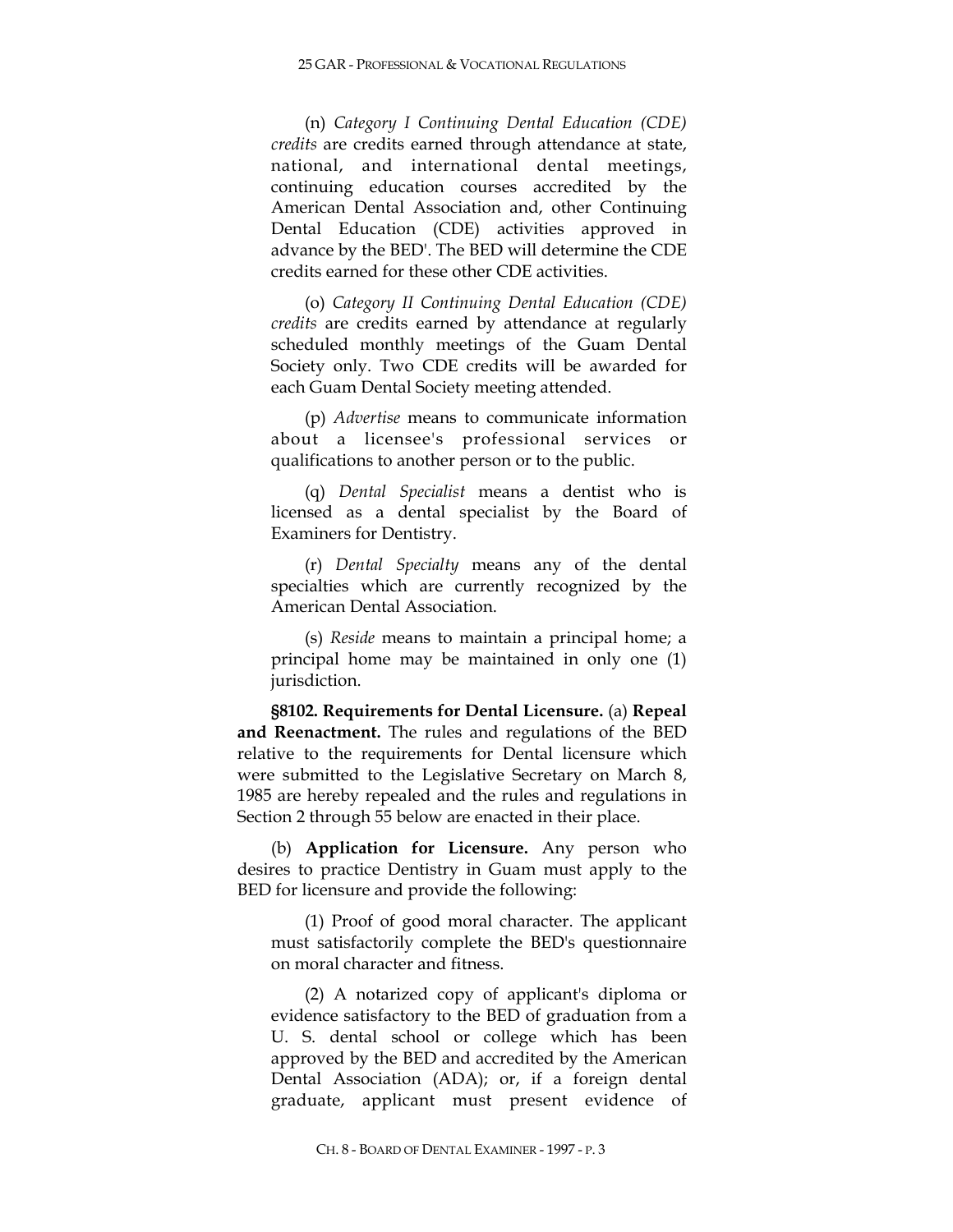(n) *Category I Continuing Dental Education (CDE) credits* are credits earned through attendance at state, national, and international dental meetings, continuing education courses accredited by the American Dental Association and, other Continuing Dental Education (CDE) activities approved in advance by the BED'. The BED will determine the CDE credits earned for these other CDE activities.

(o) *Category II Continuing Dental Education (CDE) credits* are credits earned by attendance at regularly scheduled monthly meetings of the Guam Dental Society only. Two CDE credits will be awarded for each Guam Dental Society meeting attended.

(p) *Advertise* means to communicate information about a licensee's professional services or qualifications to another person or to the public.

(q) *Dental Specialist* means a dentist who is licensed as a dental specialist by the Board of Examiners for Dentistry.

(r) *Dental Specialty* means any of the dental specialties which are currently recognized by the American Dental Association.

(s) *Reside* means to maintain a principal home; a principal home may be maintained in only one (1) jurisdiction.

**§8102. Requirements for Dental Licensure.** (a) **Repeal and Reenactment.** The rules and regulations of the BED relative to the requirements for Dental licensure which were submitted to the Legislative Secretary on March 8, 1985 are hereby repealed and the rules and regulations in Section 2 through 55 below are enacted in their place.

(b) **Application for Licensure.** Any person who desires to practice Dentistry in Guam must apply to the BED for licensure and provide the following:

(1) Proof of good moral character. The applicant must satisfactorily complete the BED's questionnaire on moral character and fitness.

(2) A notarized copy of applicant's diploma or evidence satisfactory to the BED of graduation from a U. S. dental school or college which has been approved by the BED and accredited by the American Dental Association (ADA); or, if a foreign dental graduate, applicant must present evidence of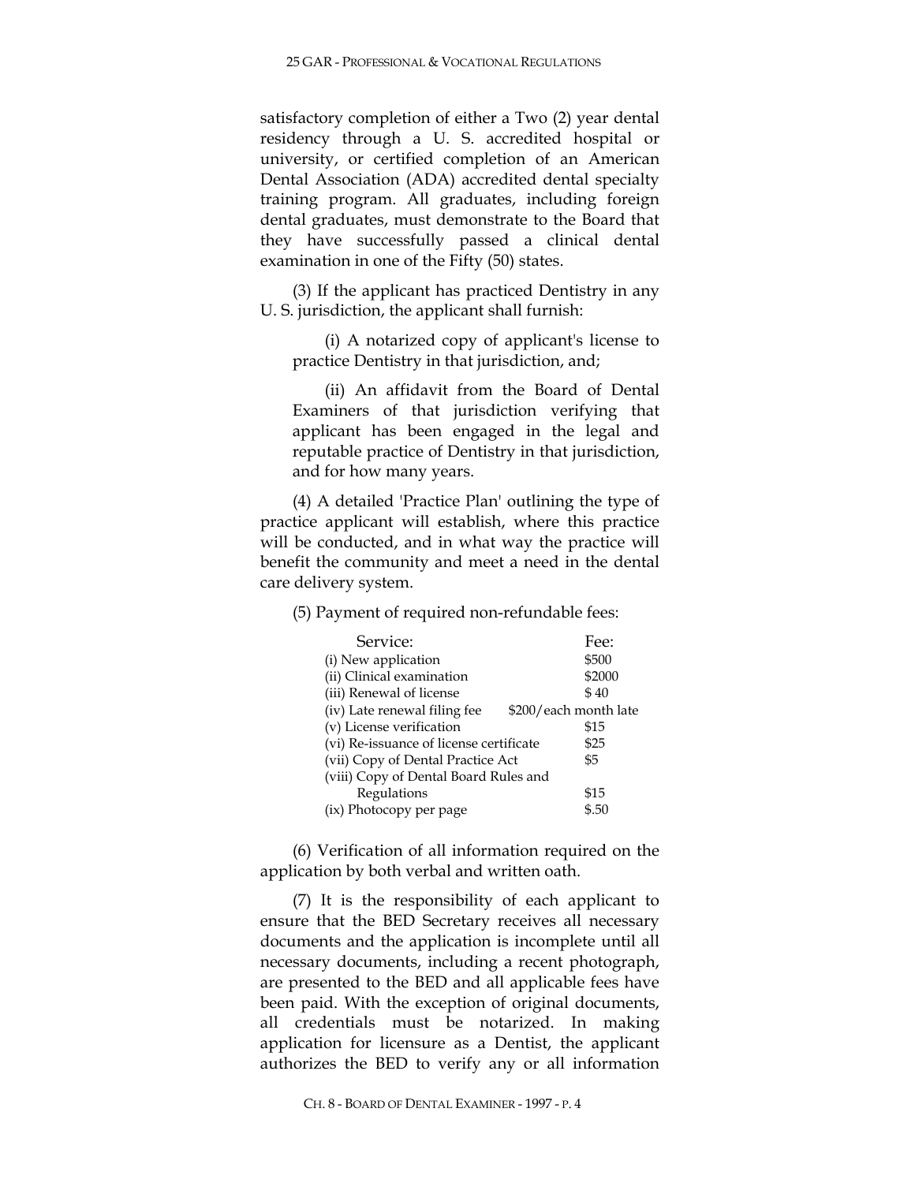satisfactory completion of either a Two (2) year dental residency through a U. S. accredited hospital or university, or certified completion of an American Dental Association (ADA) accredited dental specialty training program. All graduates, including foreign dental graduates, must demonstrate to the Board that they have successfully passed a clinical dental examination in one of the Fifty (50) states.

(3) If the applicant has practiced Dentistry in any U. S. jurisdiction, the applicant shall furnish:

(i) A notarized copy of applicant's license to practice Dentistry in that jurisdiction, and;

(ii) An affidavit from the Board of Dental Examiners of that jurisdiction verifying that applicant has been engaged in the legal and reputable practice of Dentistry in that jurisdiction, and for how many years.

(4) A detailed 'Practice Plan' outlining the type of practice applicant will establish, where this practice will be conducted, and in what way the practice will benefit the community and meet a need in the dental care delivery system.

(5) Payment of required non-refundable fees:

| Service: | Fee: |
|---|---|
| (i) New application | $500 |
| (ii) Clinical examination | $2000 |
| (iii) Renewal of license | $ 40 |
| (iv) Late renewal filing fee | $200/each month late |
| (v) License verification | $15 |
| (vi) Re-issuance of license certificate | $25 |
| (vii) Copy of Dental Practice Act | $5 |
| (viii) Copy of Dental Board Rules and Regulations | $15 |
| (ix) Photocopy per page | $.50 |

(6) Verification of all information required on the application by both verbal and written oath.

(7) It is the responsibility of each applicant to ensure that the BED Secretary receives all necessary documents and the application is incomplete until all necessary documents, including a recent photograph, are presented to the BED and all applicable fees have been paid. With the exception of original documents, all credentials must be notarized. In making application for licensure as a Dentist, the applicant authorizes the BED to verify any or all information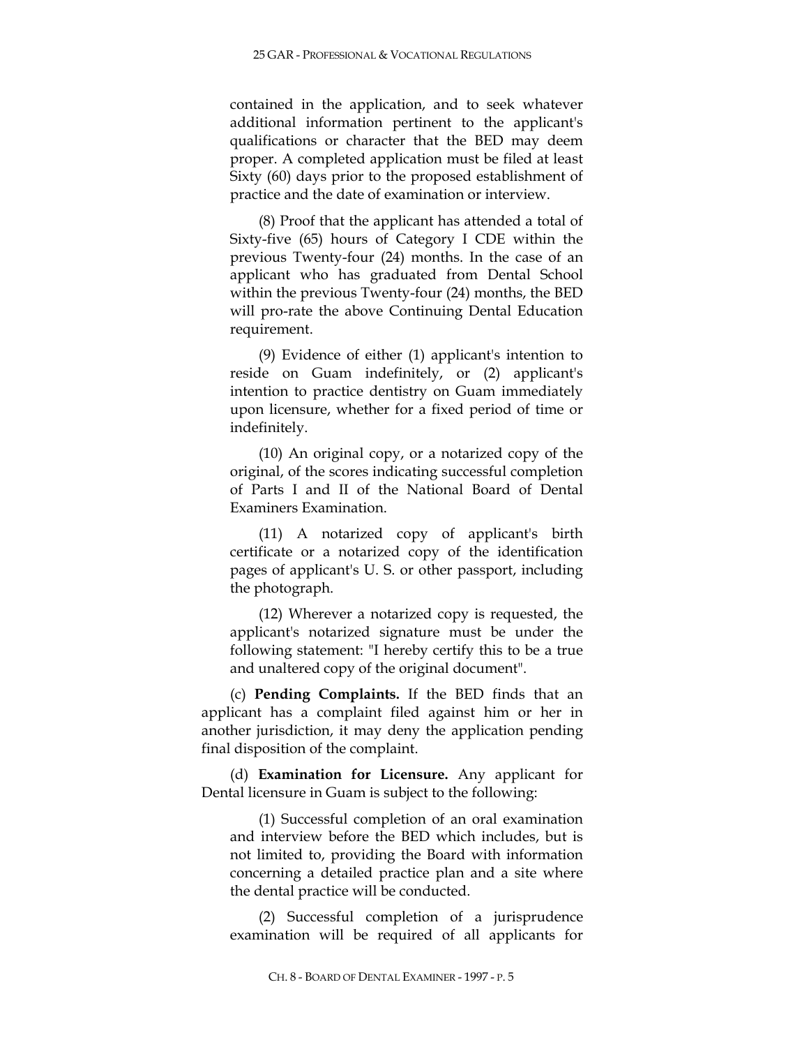contained in the application, and to seek whatever additional information pertinent to the applicant's qualifications or character that the BED may deem proper. A completed application must be filed at least Sixty (60) days prior to the proposed establishment of practice and the date of examination or interview.

(8) Proof that the applicant has attended a total of Sixty-five (65) hours of Category I CDE within the previous Twenty-four (24) months. In the case of an applicant who has graduated from Dental School within the previous Twenty-four (24) months, the BED will pro-rate the above Continuing Dental Education requirement.

(9) Evidence of either (1) applicant's intention to reside on Guam indefinitely, or (2) applicant's intention to practice dentistry on Guam immediately upon licensure, whether for a fixed period of time or indefinitely.

(10) An original copy, or a notarized copy of the original, of the scores indicating successful completion of Parts I and II of the National Board of Dental Examiners Examination.

(11) A notarized copy of applicant's birth certificate or a notarized copy of the identification pages of applicant's U. S. or other passport, including the photograph.

(12) Wherever a notarized copy is requested, the applicant's notarized signature must be under the following statement: "I hereby certify this to be a true and unaltered copy of the original document".

(c) **Pending Complaints.** If the BED finds that an applicant has a complaint filed against him or her in another jurisdiction, it may deny the application pending final disposition of the complaint.

(d) **Examination for Licensure.** Any applicant for Dental licensure in Guam is subject to the following:

(1) Successful completion of an oral examination and interview before the BED which includes, but is not limited to, providing the Board with information concerning a detailed practice plan and a site where the dental practice will be conducted.

(2) Successful completion of a jurisprudence examination will be required of all applicants for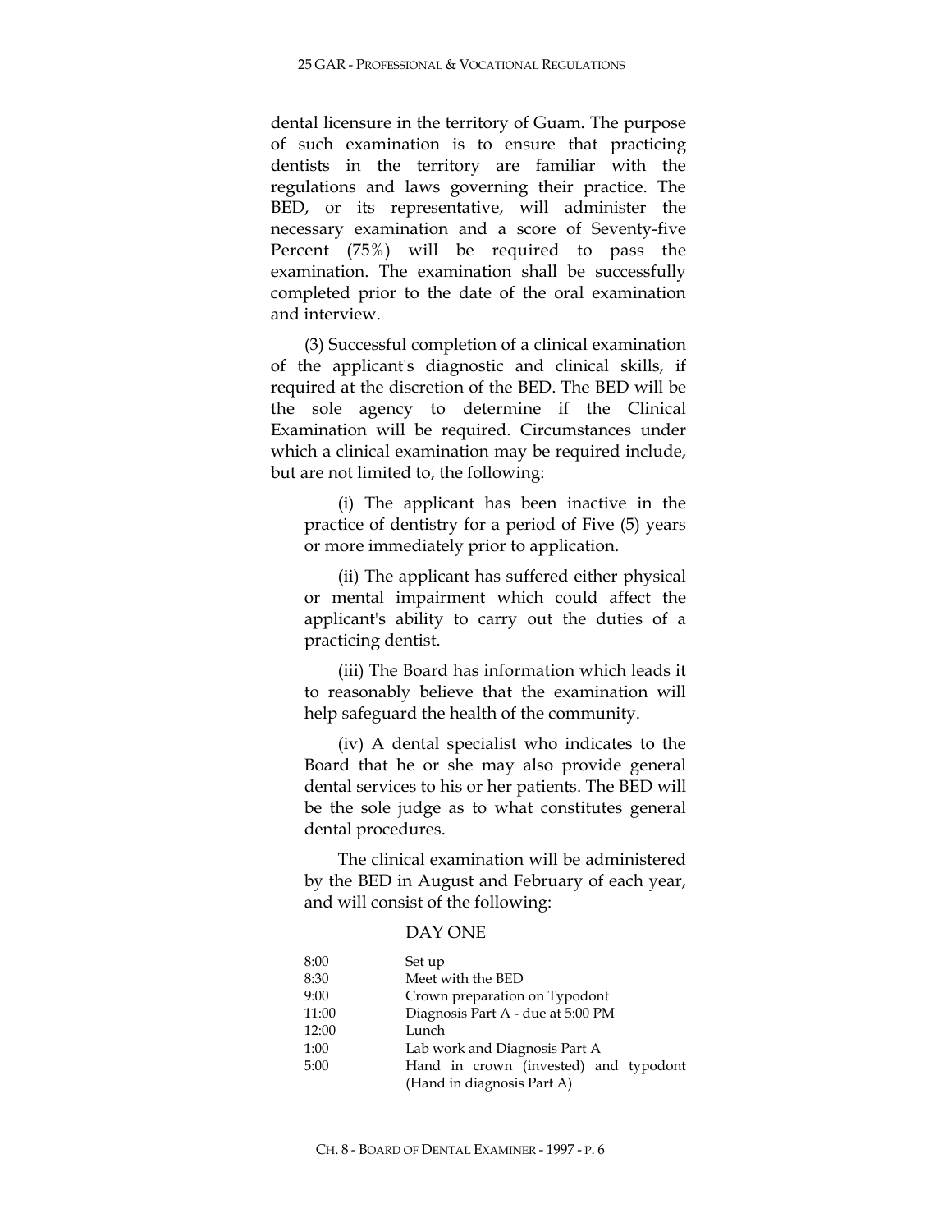dental licensure in the territory of Guam. The purpose of such examination is to ensure that practicing dentists in the territory are familiar with the regulations and laws governing their practice. The BED, or its representative, will administer the necessary examination and a score of Seventy-five Percent (75%) will be required to pass the examination. The examination shall be successfully completed prior to the date of the oral examination and interview.

(3) Successful completion of a clinical examination of the applicant's diagnostic and clinical skills, if required at the discretion of the BED. The BED will be the sole agency to determine if the Clinical Examination will be required. Circumstances under which a clinical examination may be required include, but are not limited to, the following:

(i) The applicant has been inactive in the practice of dentistry for a period of Five (5) years or more immediately prior to application.

(ii) The applicant has suffered either physical or mental impairment which could affect the applicant's ability to carry out the duties of a practicing dentist.

(iii) The Board has information which leads it to reasonably believe that the examination will help safeguard the health of the community.

(iv) A dental specialist who indicates to the Board that he or she may also provide general dental services to his or her patients. The BED will be the sole judge as to what constitutes general dental procedures.

The clinical examination will be administered by the BED in August and February of each year, and will consist of the following:

DAY ONE

| | |
|---|---|
| 8:00 | Set up |
| 8:30 | Meet with the BED |
| 9:00 | Crown preparation on Typodont |
| 11:00 | Diagnosis Part A - due at 5:00 PM |
| 12:00 | Lunch |
| 1:00 | Lab work and Diagnosis Part A |
| 5:00 | Hand in crown (invested) and typodont (Hand in diagnosis Part A) |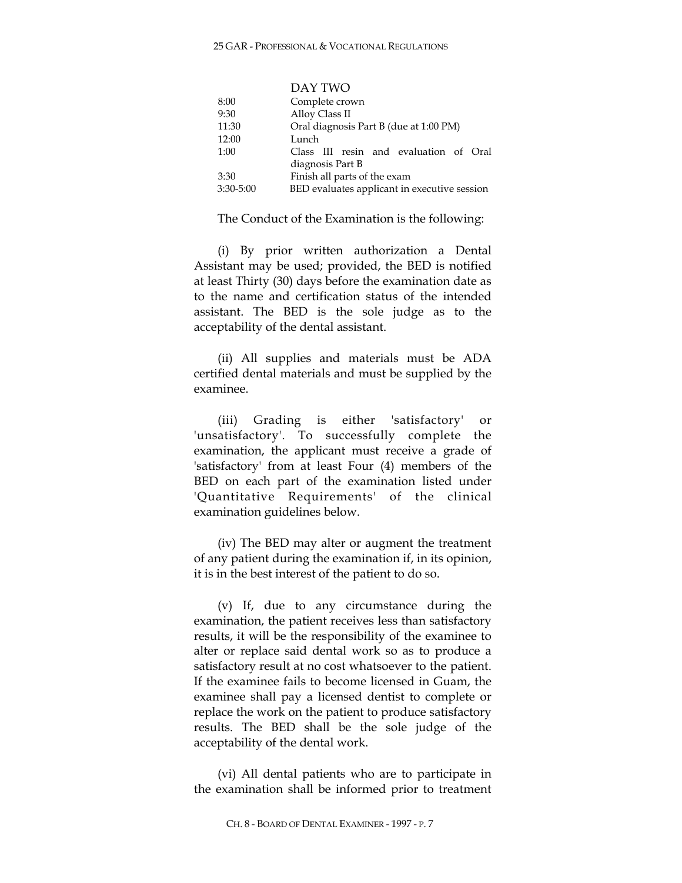DAY TWO

| | |
|---|---|
| 8:00 | Complete crown |
| 9:30 | Alloy Class II |
| 11:30 | Oral diagnosis Part B (due at 1:00 PM) |
| 12:00 | Lunch |
| 1:00 | Class III resin and evaluation of Oral diagnosis Part B |
| 3:30 | Finish all parts of the exam |
| 3:30-5:00 | BED evaluates applicant in executive session |

The Conduct of the Examination is the following:

(i) By prior written authorization a Dental Assistant may be used; provided, the BED is notified at least Thirty (30) days before the examination date as to the name and certification status of the intended assistant. The BED is the sole judge as to the acceptability of the dental assistant.

(ii) All supplies and materials must be ADA certified dental materials and must be supplied by the examinee.

(iii) Grading is either 'satisfactory' or 'unsatisfactory'. To successfully complete the examination, the applicant must receive a grade of 'satisfactory' from at least Four (4) members of the BED on each part of the examination listed under 'Quantitative Requirements' of the clinical examination guidelines below.

(iv) The BED may alter or augment the treatment of any patient during the examination if, in its opinion, it is in the best interest of the patient to do so.

(v) If, due to any circumstance during the examination, the patient receives less than satisfactory results, it will be the responsibility of the examinee to alter or replace said dental work so as to produce a satisfactory result at no cost whatsoever to the patient. If the examinee fails to become licensed in Guam, the examinee shall pay a licensed dentist to complete or replace the work on the patient to produce satisfactory results. The BED shall be the sole judge of the acceptability of the dental work.

(vi) All dental patients who are to participate in the examination shall be informed prior to treatment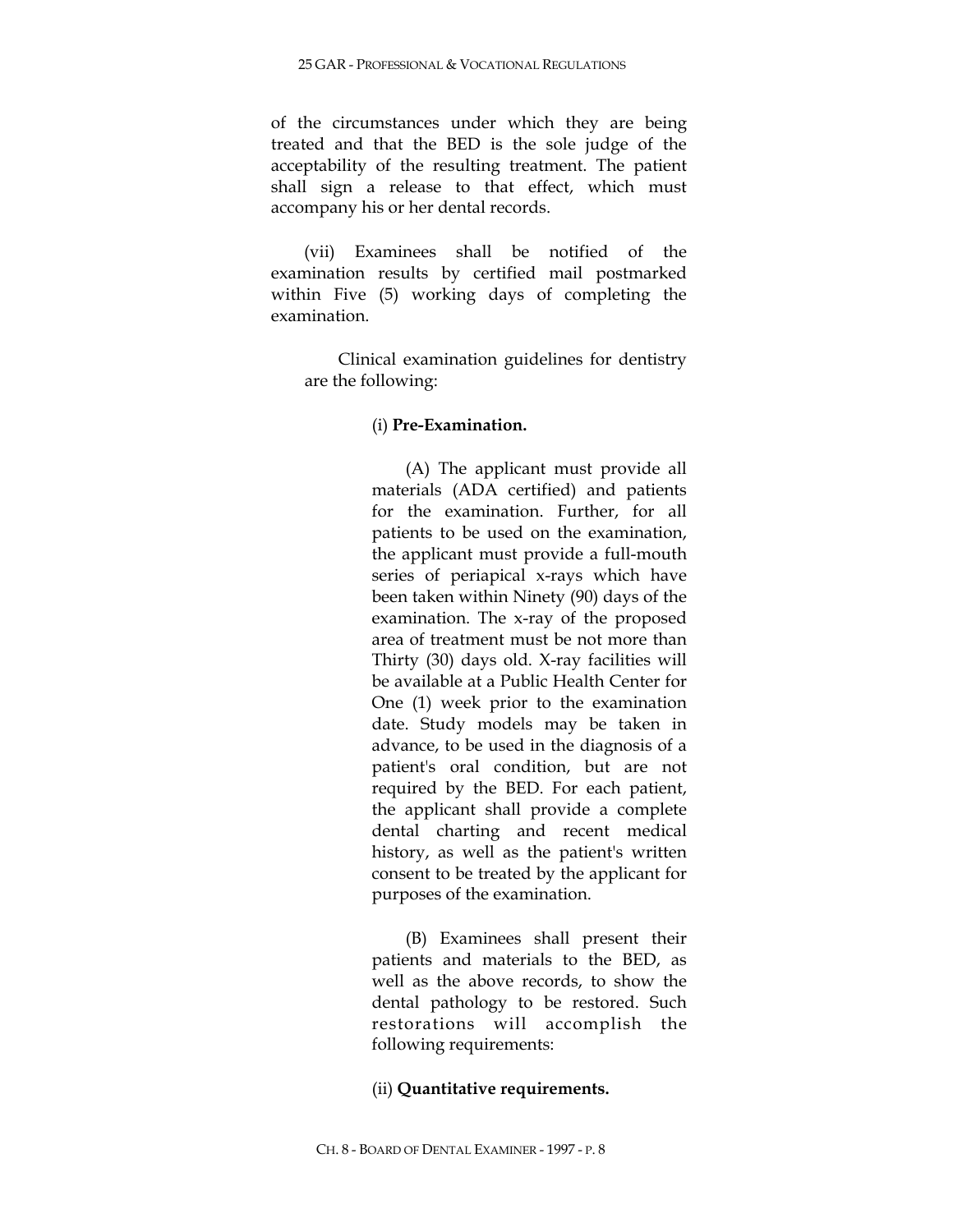of the circumstances under which they are being treated and that the BED is the sole judge of the acceptability of the resulting treatment. The patient shall sign a release to that effect, which must accompany his or her dental records.

(vii) Examinees shall be notified of the examination results by certified mail postmarked within Five (5) working days of completing the examination.

Clinical examination guidelines for dentistry are the following:

(i) **Pre-Examination.**

(A) The applicant must provide all materials (ADA certified) and patients for the examination. Further, for all patients to be used on the examination, the applicant must provide a full-mouth series of periapical x-rays which have been taken within Ninety (90) days of the examination. The x-ray of the proposed area of treatment must be not more than Thirty (30) days old. X-ray facilities will be available at a Public Health Center for One (1) week prior to the examination date. Study models may be taken in advance, to be used in the diagnosis of a patient's oral condition, but are not required by the BED. For each patient, the applicant shall provide a complete dental charting and recent medical history, as well as the patient's written consent to be treated by the applicant for purposes of the examination.

(B) Examinees shall present their patients and materials to the BED, as well as the above records, to show the dental pathology to be restored. Such restorations will accomplish the following requirements:

(ii) **Quantitative requirements.**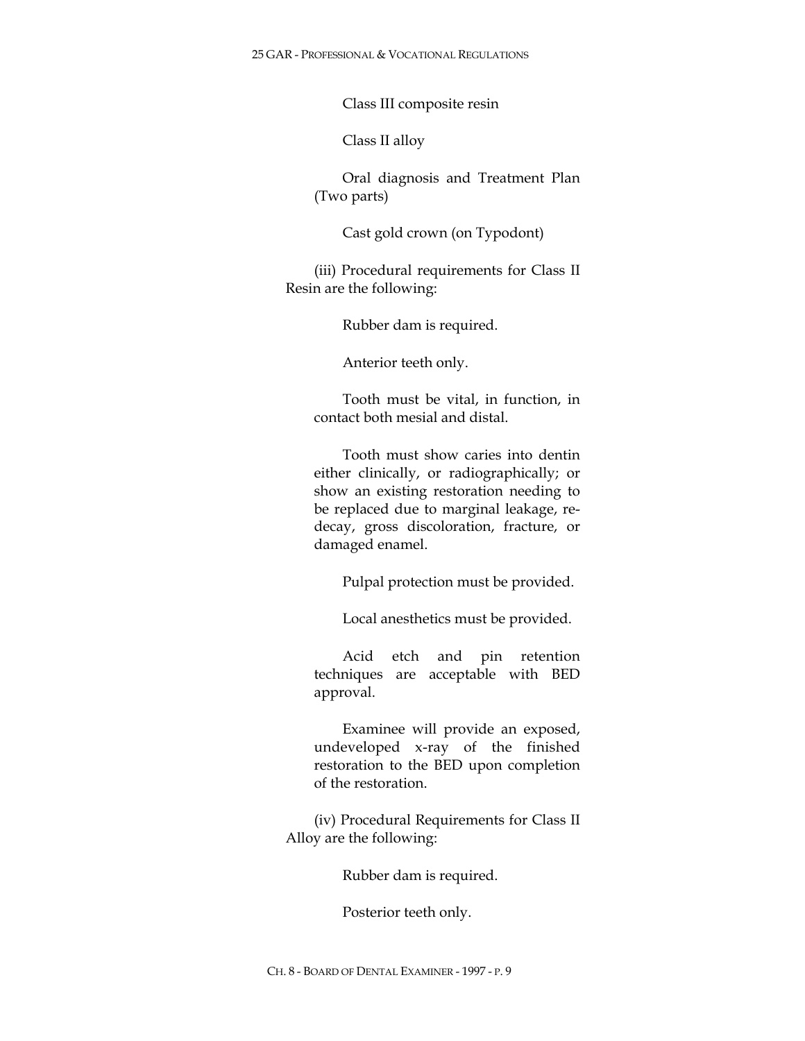Class III composite resin

Class II alloy

Oral diagnosis and Treatment Plan (Two parts)

Cast gold crown (on Typodont)

(iii) Procedural requirements for Class II Resin are the following:

Rubber dam is required.

Anterior teeth only.

Tooth must be vital, in function, in contact both mesial and distal.

Tooth must show caries into dentin either clinically, or radiographically; or show an existing restoration needing to be replaced due to marginal leakage, re-decay, gross discoloration, fracture, or damaged enamel.

Pulpal protection must be provided.

Local anesthetics must be provided.

Acid etch and pin retention techniques are acceptable with BED approval.

Examinee will provide an exposed, undeveloped x-ray of the finished restoration to the BED upon completion of the restoration.

(iv) Procedural Requirements for Class II Alloy are the following:

Rubber dam is required.

Posterior teeth only.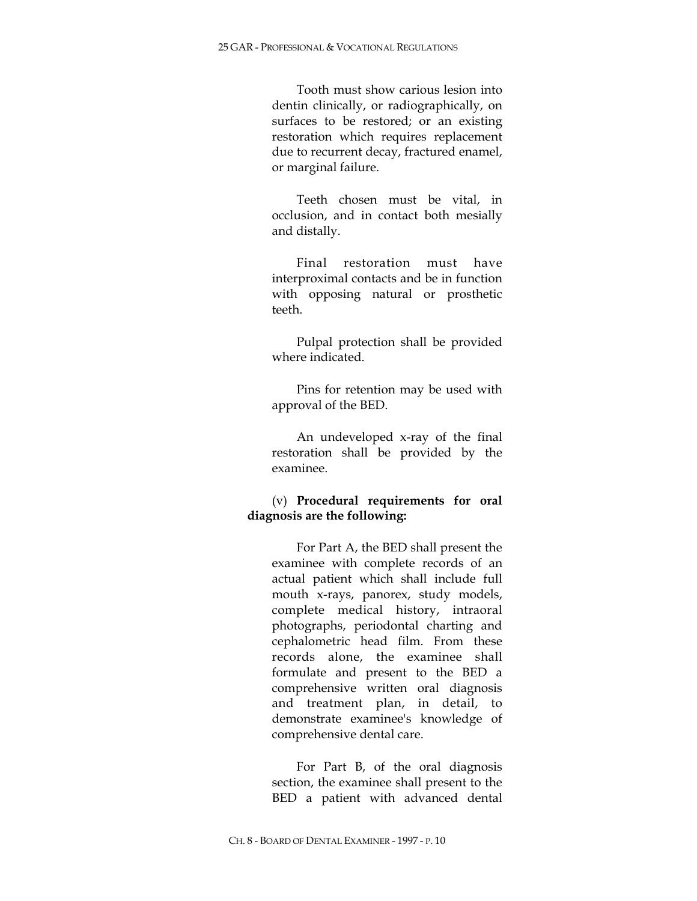Tooth must show carious lesion into dentin clinically, or radiographically, on surfaces to be restored; or an existing restoration which requires replacement due to recurrent decay, fractured enamel, or marginal failure.

Teeth chosen must be vital, in occlusion, and in contact both mesially and distally.

Final restoration must have interproximal contacts and be in function with opposing natural or prosthetic teeth.

Pulpal protection shall be provided where indicated.

Pins for retention may be used with approval of the BED.

An undeveloped x-ray of the final restoration shall be provided by the examinee.

(v) **Procedural requirements for oral diagnosis are the following:**

For Part A, the BED shall present the examinee with complete records of an actual patient which shall include full mouth x-rays, panorex, study models, complete medical history, intraoral photographs, periodontal charting and cephalometric head film. From these records alone, the examinee shall formulate and present to the BED a comprehensive written oral diagnosis and treatment plan, in detail, to demonstrate examinee's knowledge of comprehensive dental care.

For Part B, of the oral diagnosis section, the examinee shall present to the BED a patient with advanced dental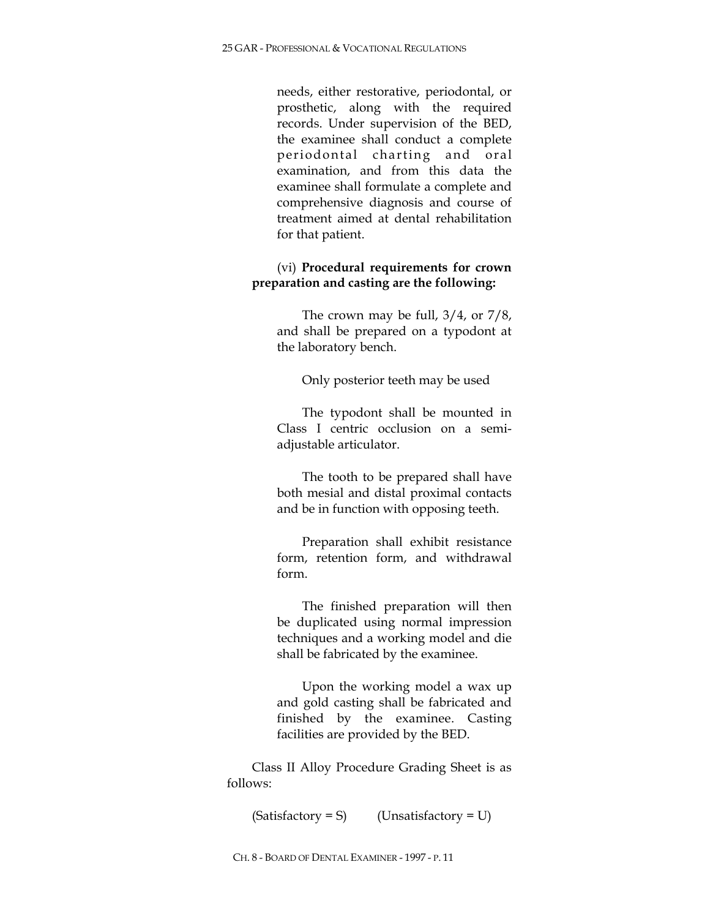needs, either restorative, periodontal, or prosthetic, along with the required records. Under supervision of the BED, the examinee shall conduct a complete periodontal charting and oral examination, and from this data the examinee shall formulate a complete and comprehensive diagnosis and course of treatment aimed at dental rehabilitation for that patient.

(vi) **Procedural requirements for crown preparation and casting are the following:**

The crown may be full, 3/4, or 7/8, and shall be prepared on a typodont at the laboratory bench.

Only posterior teeth may be used

The typodont shall be mounted in Class I centric occlusion on a semi-adjustable articulator.

The tooth to be prepared shall have both mesial and distal proximal contacts and be in function with opposing teeth.

Preparation shall exhibit resistance form, retention form, and withdrawal form.

The finished preparation will then be duplicated using normal impression techniques and a working model and die shall be fabricated by the examinee.

Upon the working model a wax up and gold casting shall be fabricated and finished by the examinee. Casting facilities are provided by the BED.

Class II Alloy Procedure Grading Sheet is as follows:

(Satisfactory = S) (Unsatisfactory = U)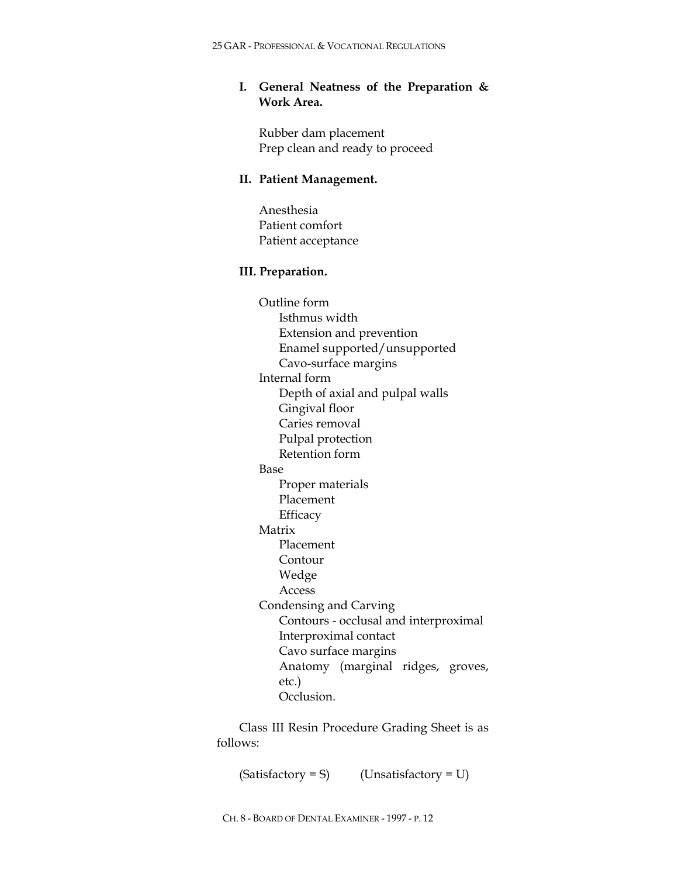**I. General Neatness of the Preparation & Work Area.**

Rubber dam placement
Prep clean and ready to proceed

**II. Patient Management.**

Anesthesia
Patient comfort
Patient acceptance

**III. Preparation.**

- Outline form
  - Isthmus width
  - Extension and prevention
  - Enamel supported/unsupported
  - Cavo-surface margins
- Internal form
  - Depth of axial and pulpal walls
  - Gingival floor
  - Caries removal
  - Pulpal protection
  - Retention form
- Base
  - Proper materials
  - Placement
  - Efficacy
- Matrix
  - Placement
  - Contour
  - Wedge
  - Access
- Condensing and Carving
  - Contours - occlusal and interproximal
  - Interproximal contact
  - Cavo surface margins
  - Anatomy (marginal ridges, groves, etc.)
  - Occlusion.

Class III Resin Procedure Grading Sheet is as follows:

(Satisfactory = S) (Unsatisfactory = U)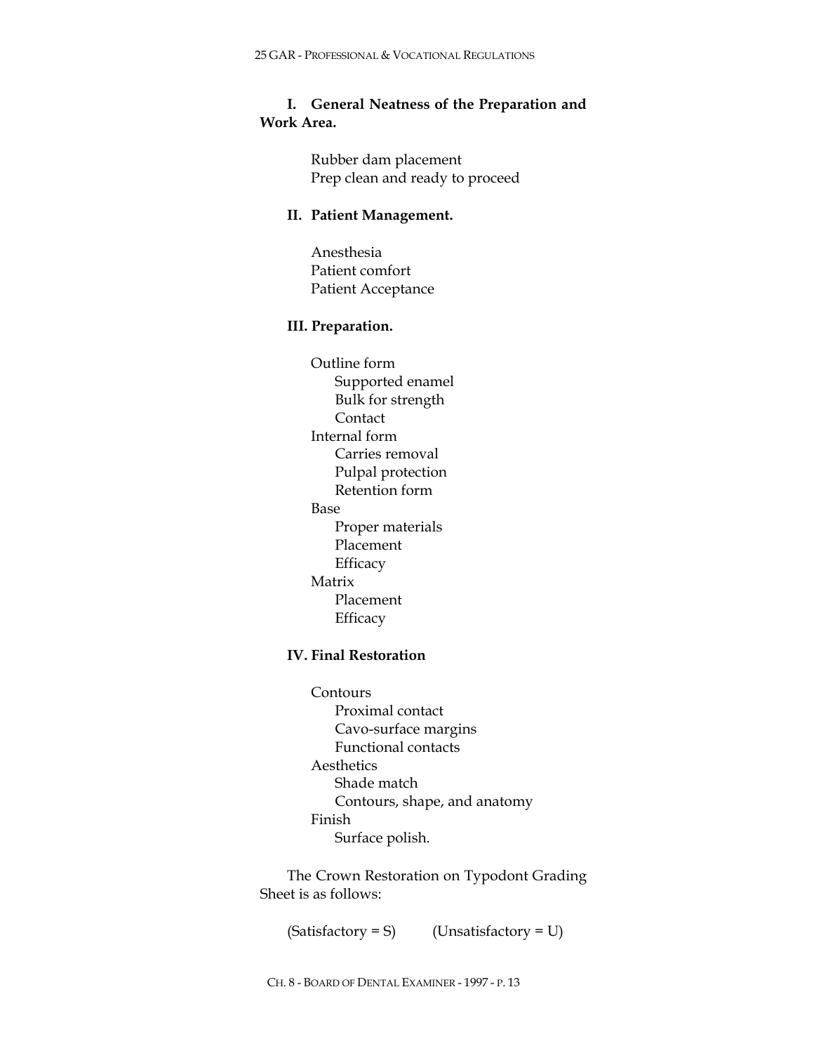**I. General Neatness of the Preparation and Work Area.**

Rubber dam placement
Prep clean and ready to proceed

**II. Patient Management.**

Anesthesia
Patient comfort
Patient Acceptance

**III. Preparation.**

- Outline form
    - Supported enamel
    - Bulk for strength
    - Contact
- Internal form
    - Carries removal
    - Pulpal protection
    - Retention form
- Base
    - Proper materials
    - Placement
    - Efficacy
- Matrix
    - Placement
    - Efficacy

**IV. Final Restoration**

- Contours
    - Proximal contact
    - Cavo-surface margins
    - Functional contacts
- Aesthetics
    - Shade match
    - Contours, shape, and anatomy
- Finish
    - Surface polish.

The Crown Restoration on Typodont Grading Sheet is as follows:

(Satisfactory = S)   (Unsatisfactory = U)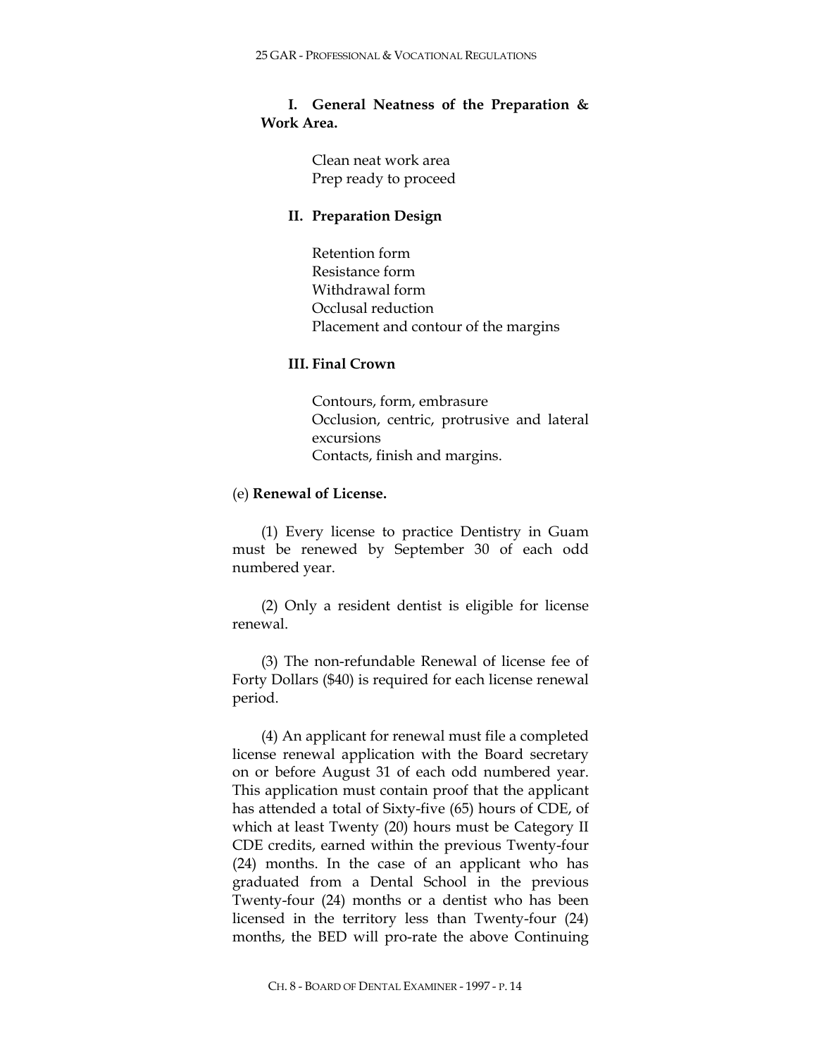**I. General Neatness of the Preparation & Work Area.**

Clean neat work area
Prep ready to proceed

**II. Preparation Design**

Retention form
Resistance form
Withdrawal form
Occlusal reduction
Placement and contour of the margins

**III. Final Crown**

Contours, form, embrasure
Occlusion, centric, protrusive and lateral excursions
Contacts, finish and margins.

(e) **Renewal of License.**

(1) Every license to practice Dentistry in Guam must be renewed by September 30 of each odd numbered year.

(2) Only a resident dentist is eligible for license renewal.

(3) The non-refundable Renewal of license fee of Forty Dollars ($40) is required for each license renewal period.

(4) An applicant for renewal must file a completed license renewal application with the Board secretary on or before August 31 of each odd numbered year. This application must contain proof that the applicant has attended a total of Sixty-five (65) hours of CDE, of which at least Twenty (20) hours must be Category II CDE credits, earned within the previous Twenty-four (24) months. In the case of an applicant who has graduated from a Dental School in the previous Twenty-four (24) months or a dentist who has been licensed in the territory less than Twenty-four (24) months, the BED will pro-rate the above Continuing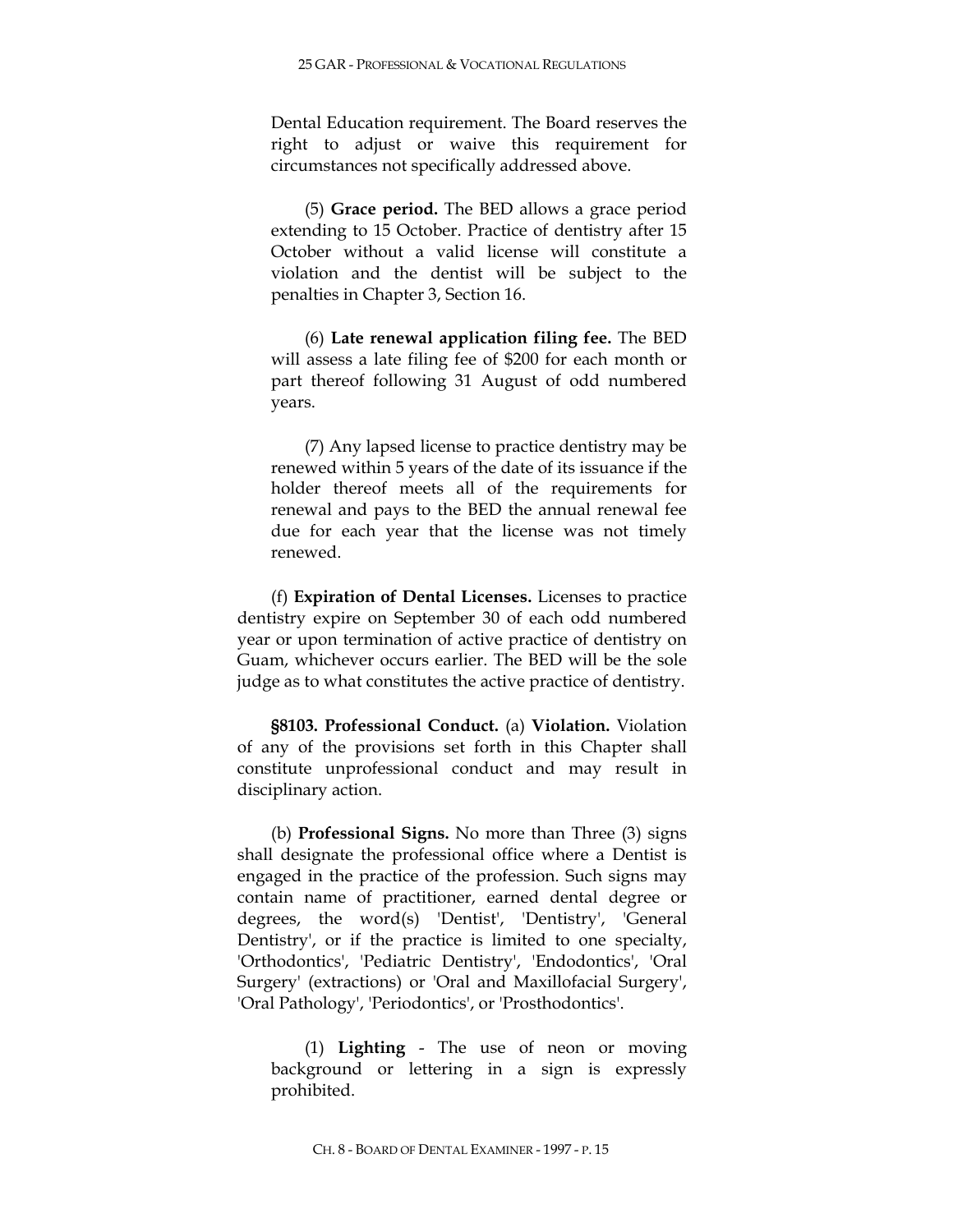Dental Education requirement. The Board reserves the right to adjust or waive this requirement for circumstances not specifically addressed above.

(5) **Grace period.** The BED allows a grace period extending to 15 October. Practice of dentistry after 15 October without a valid license will constitute a violation and the dentist will be subject to the penalties in Chapter 3, Section 16.

(6) **Late renewal application filing fee.** The BED will assess a late filing fee of $200 for each month or part thereof following 31 August of odd numbered years.

(7) Any lapsed license to practice dentistry may be renewed within 5 years of the date of its issuance if the holder thereof meets all of the requirements for renewal and pays to the BED the annual renewal fee due for each year that the license was not timely renewed.

(f) **Expiration of Dental Licenses.** Licenses to practice dentistry expire on September 30 of each odd numbered year or upon termination of active practice of dentistry on Guam, whichever occurs earlier. The BED will be the sole judge as to what constitutes the active practice of dentistry.

**§8103. Professional Conduct.** (a) **Violation.** Violation of any of the provisions set forth in this Chapter shall constitute unprofessional conduct and may result in disciplinary action.

(b) **Professional Signs.** No more than Three (3) signs shall designate the professional office where a Dentist is engaged in the practice of the profession. Such signs may contain name of practitioner, earned dental degree or degrees, the word(s) 'Dentist', 'Dentistry', 'General Dentistry', or if the practice is limited to one specialty, 'Orthodontics', 'Pediatric Dentistry', 'Endodontics', 'Oral Surgery' (extractions) or 'Oral and Maxillofacial Surgery', 'Oral Pathology', 'Periodontics', or 'Prosthodontics'.

(1) **Lighting** - The use of neon or moving background or lettering in a sign is expressly prohibited.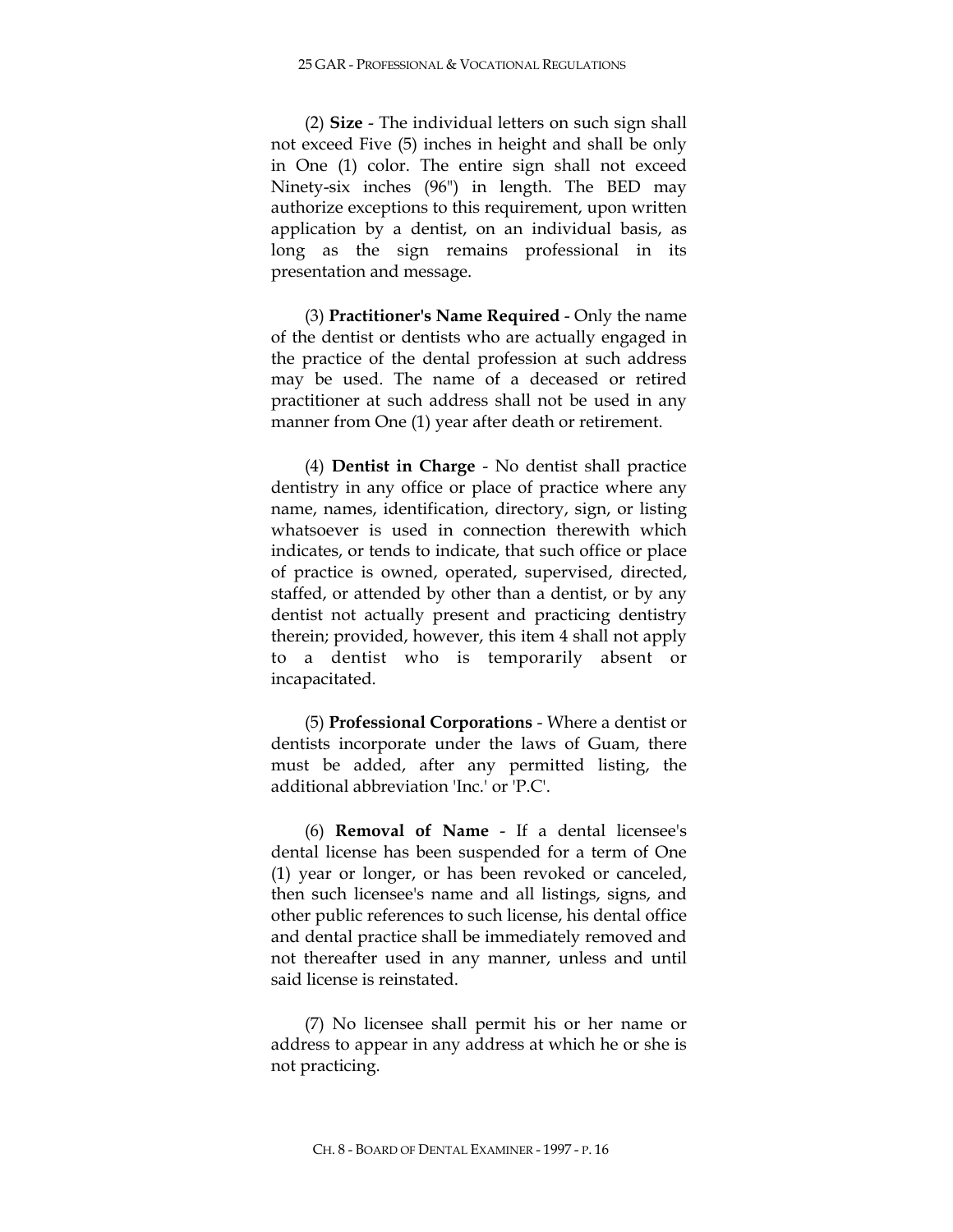(2) **Size** - The individual letters on such sign shall not exceed Five (5) inches in height and shall be only in One (1) color. The entire sign shall not exceed Ninety-six inches (96") in length. The BED may authorize exceptions to this requirement, upon written application by a dentist, on an individual basis, as long as the sign remains professional in its presentation and message.

(3) **Practitioner's Name Required** - Only the name of the dentist or dentists who are actually engaged in the practice of the dental profession at such address may be used. The name of a deceased or retired practitioner at such address shall not be used in any manner from One (1) year after death or retirement.

(4) **Dentist in Charge** - No dentist shall practice dentistry in any office or place of practice where any name, names, identification, directory, sign, or listing whatsoever is used in connection therewith which indicates, or tends to indicate, that such office or place of practice is owned, operated, supervised, directed, staffed, or attended by other than a dentist, or by any dentist not actually present and practicing dentistry therein; provided, however, this item 4 shall not apply to a dentist who is temporarily absent or incapacitated.

(5) **Professional Corporations** - Where a dentist or dentists incorporate under the laws of Guam, there must be added, after any permitted listing, the additional abbreviation 'Inc.' or 'P.C'.

(6) **Removal of Name** - If a dental licensee's dental license has been suspended for a term of One (1) year or longer, or has been revoked or canceled, then such licensee's name and all listings, signs, and other public references to such license, his dental office and dental practice shall be immediately removed and not thereafter used in any manner, unless and until said license is reinstated.

(7) No licensee shall permit his or her name or address to appear in any address at which he or she is not practicing.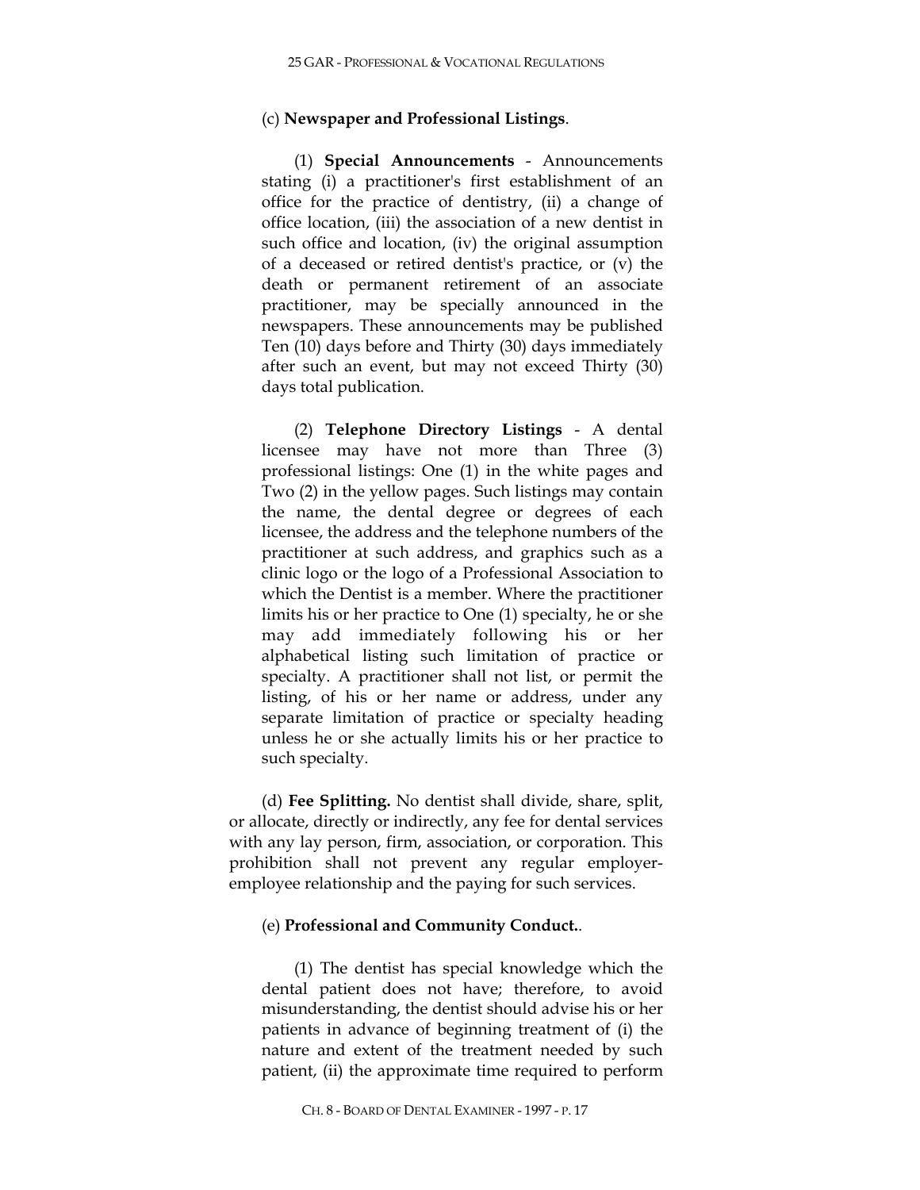(c) **Newspaper and Professional Listings**.

(1) **Special Announcements** - Announcements stating (i) a practitioner's first establishment of an office for the practice of dentistry, (ii) a change of office location, (iii) the association of a new dentist in such office and location, (iv) the original assumption of a deceased or retired dentist's practice, or (v) the death or permanent retirement of an associate practitioner, may be specially announced in the newspapers. These announcements may be published Ten (10) days before and Thirty (30) days immediately after such an event, but may not exceed Thirty (30) days total publication.

(2) **Telephone Directory Listings** - A dental licensee may have not more than Three (3) professional listings: One (1) in the white pages and Two (2) in the yellow pages. Such listings may contain the name, the dental degree or degrees of each licensee, the address and the telephone numbers of the practitioner at such address, and graphics such as a clinic logo or the logo of a Professional Association to which the Dentist is a member. Where the practitioner limits his or her practice to One (1) specialty, he or she may add immediately following his or her alphabetical listing such limitation of practice or specialty. A practitioner shall not list, or permit the listing, of his or her name or address, under any separate limitation of practice or specialty heading unless he or she actually limits his or her practice to such specialty.

(d) **Fee Splitting.** No dentist shall divide, share, split, or allocate, directly or indirectly, any fee for dental services with any lay person, firm, association, or corporation. This prohibition shall not prevent any regular employer-employee relationship and the paying for such services.

(e) **Professional and Community Conduct.**.

(1) The dentist has special knowledge which the dental patient does not have; therefore, to avoid misunderstanding, the dentist should advise his or her patients in advance of beginning treatment of (i) the nature and extent of the treatment needed by such patient, (ii) the approximate time required to perform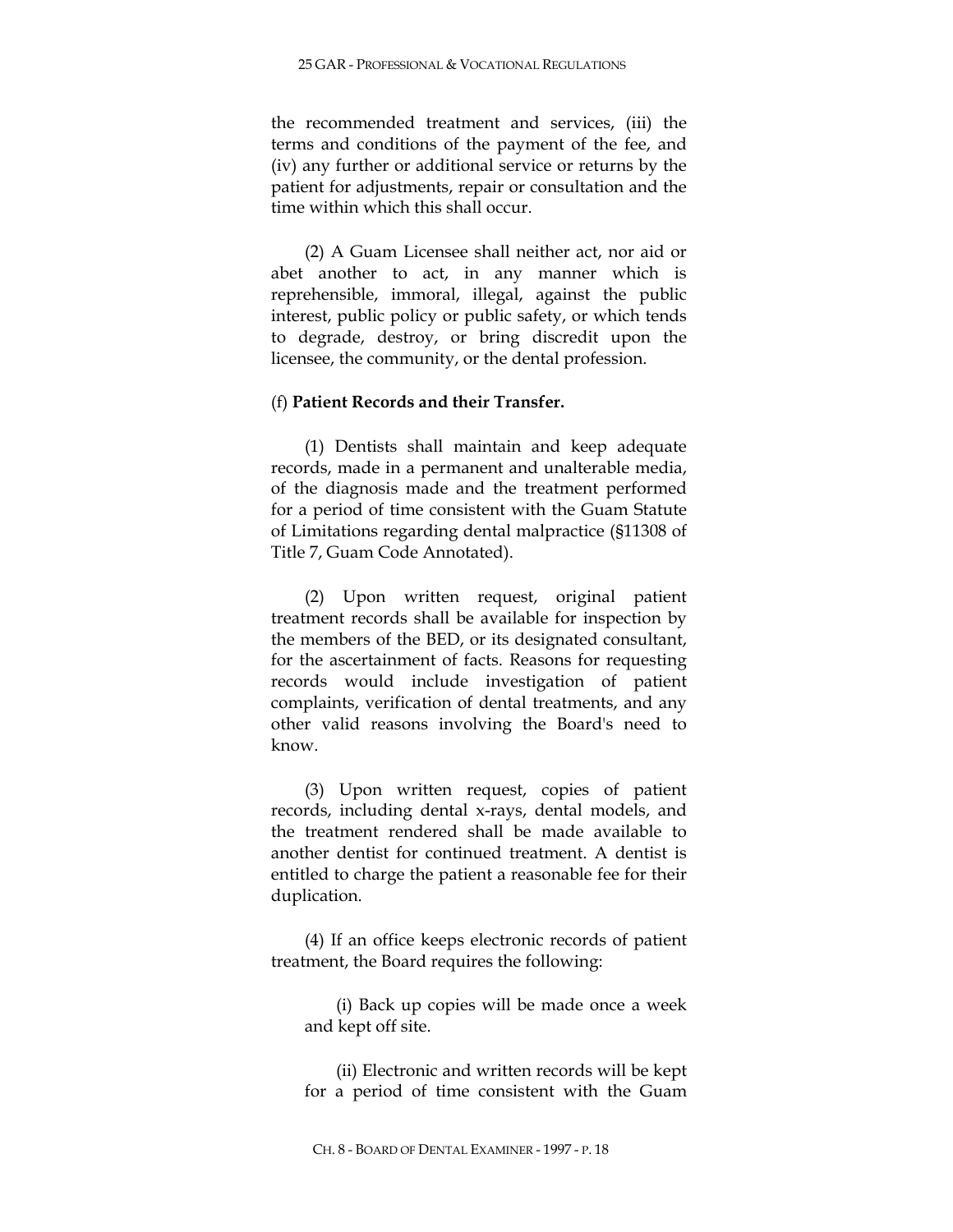the recommended treatment and services, (iii) the terms and conditions of the payment of the fee, and (iv) any further or additional service or returns by the patient for adjustments, repair or consultation and the time within which this shall occur.

(2) A Guam Licensee shall neither act, nor aid or abet another to act, in any manner which is reprehensible, immoral, illegal, against the public interest, public policy or public safety, or which tends to degrade, destroy, or bring discredit upon the licensee, the community, or the dental profession.

(f) **Patient Records and their Transfer.**

(1) Dentists shall maintain and keep adequate records, made in a permanent and unalterable media, of the diagnosis made and the treatment performed for a period of time consistent with the Guam Statute of Limitations regarding dental malpractice (§11308 of Title 7, Guam Code Annotated).

(2) Upon written request, original patient treatment records shall be available for inspection by the members of the BED, or its designated consultant, for the ascertainment of facts. Reasons for requesting records would include investigation of patient complaints, verification of dental treatments, and any other valid reasons involving the Board's need to know.

(3) Upon written request, copies of patient records, including dental x-rays, dental models, and the treatment rendered shall be made available to another dentist for continued treatment. A dentist is entitled to charge the patient a reasonable fee for their duplication.

(4) If an office keeps electronic records of patient treatment, the Board requires the following:

(i) Back up copies will be made once a week and kept off site.

(ii) Electronic and written records will be kept for a period of time consistent with the Guam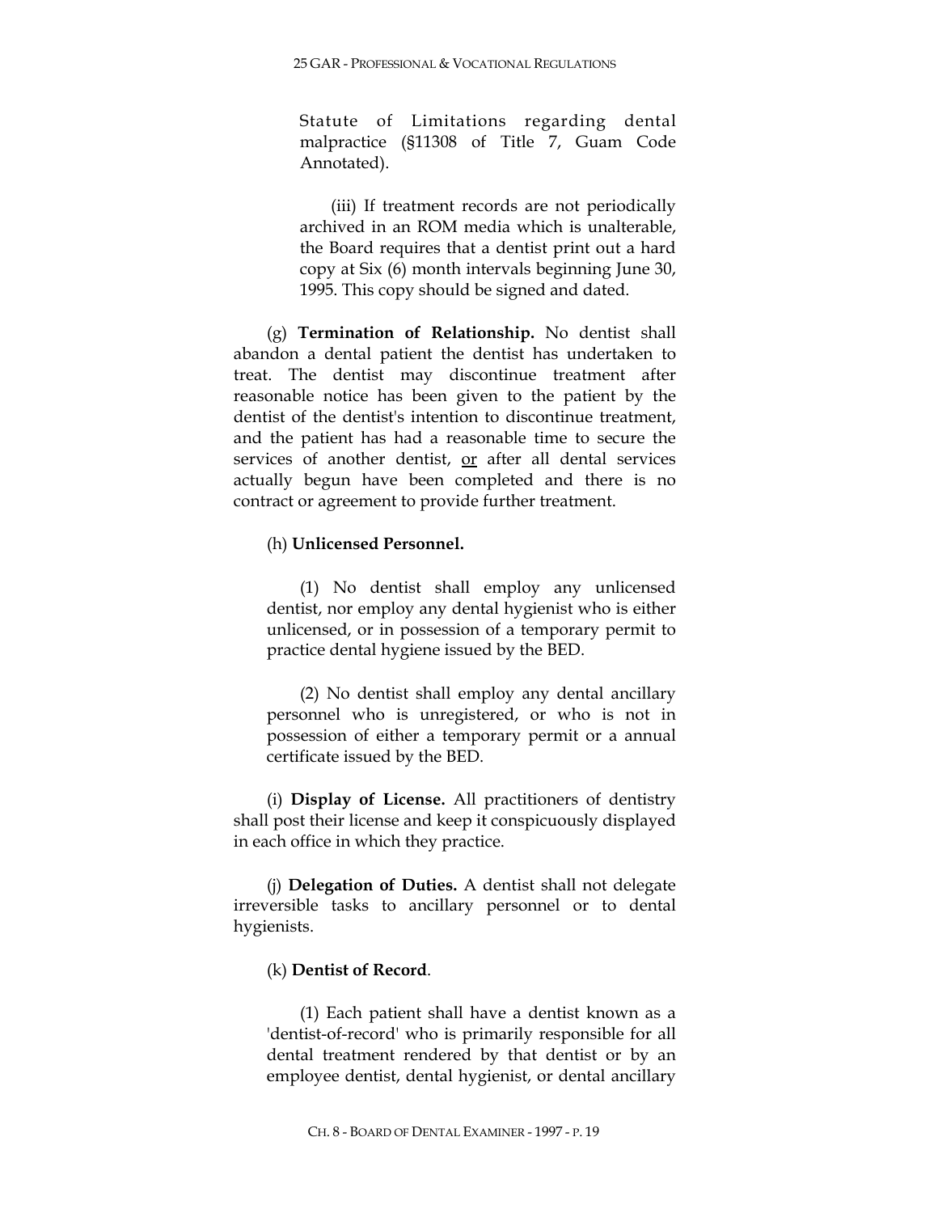Statute of Limitations regarding dental malpractice (§11308 of Title 7, Guam Code Annotated).

(iii) If treatment records are not periodically archived in an ROM media which is unalterable, the Board requires that a dentist print out a hard copy at Six (6) month intervals beginning June 30, 1995. This copy should be signed and dated.

(g) **Termination of Relationship.** No dentist shall abandon a dental patient the dentist has undertaken to treat. The dentist may discontinue treatment after reasonable notice has been given to the patient by the dentist of the dentist's intention to discontinue treatment, and the patient has had a reasonable time to secure the services of another dentist, <u>or</u> after all dental services actually begun have been completed and there is no contract or agreement to provide further treatment.

(h) **Unlicensed Personnel.**

(1) No dentist shall employ any unlicensed dentist, nor employ any dental hygienist who is either unlicensed, or in possession of a temporary permit to practice dental hygiene issued by the BED.

(2) No dentist shall employ any dental ancillary personnel who is unregistered, or who is not in possession of either a temporary permit or a annual certificate issued by the BED.

(i) **Display of License.** All practitioners of dentistry shall post their license and keep it conspicuously displayed in each office in which they practice.

(j) **Delegation of Duties.** A dentist shall not delegate irreversible tasks to ancillary personnel or to dental hygienists.

(k) **Dentist of Record**.

(1) Each patient shall have a dentist known as a 'dentist-of-record' who is primarily responsible for all dental treatment rendered by that dentist or by an employee dentist, dental hygienist, or dental ancillary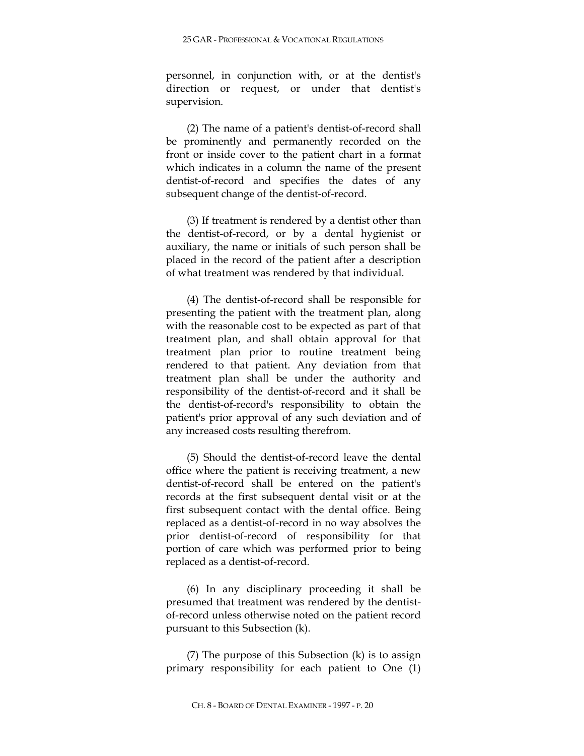personnel, in conjunction with, or at the dentist's direction or request, or under that dentist's supervision.

(2) The name of a patient's dentist-of-record shall be prominently and permanently recorded on the front or inside cover to the patient chart in a format which indicates in a column the name of the present dentist-of-record and specifies the dates of any subsequent change of the dentist-of-record.

(3) If treatment is rendered by a dentist other than the dentist-of-record, or by a dental hygienist or auxiliary, the name or initials of such person shall be placed in the record of the patient after a description of what treatment was rendered by that individual.

(4) The dentist-of-record shall be responsible for presenting the patient with the treatment plan, along with the reasonable cost to be expected as part of that treatment plan, and shall obtain approval for that treatment plan prior to routine treatment being rendered to that patient. Any deviation from that treatment plan shall be under the authority and responsibility of the dentist-of-record and it shall be the dentist-of-record's responsibility to obtain the patient's prior approval of any such deviation and of any increased costs resulting therefrom.

(5) Should the dentist-of-record leave the dental office where the patient is receiving treatment, a new dentist-of-record shall be entered on the patient's records at the first subsequent dental visit or at the first subsequent contact with the dental office. Being replaced as a dentist-of-record in no way absolves the prior dentist-of-record of responsibility for that portion of care which was performed prior to being replaced as a dentist-of-record.

(6) In any disciplinary proceeding it shall be presumed that treatment was rendered by the dentist-of-record unless otherwise noted on the patient record pursuant to this Subsection (k).

(7) The purpose of this Subsection (k) is to assign primary responsibility for each patient to One (1)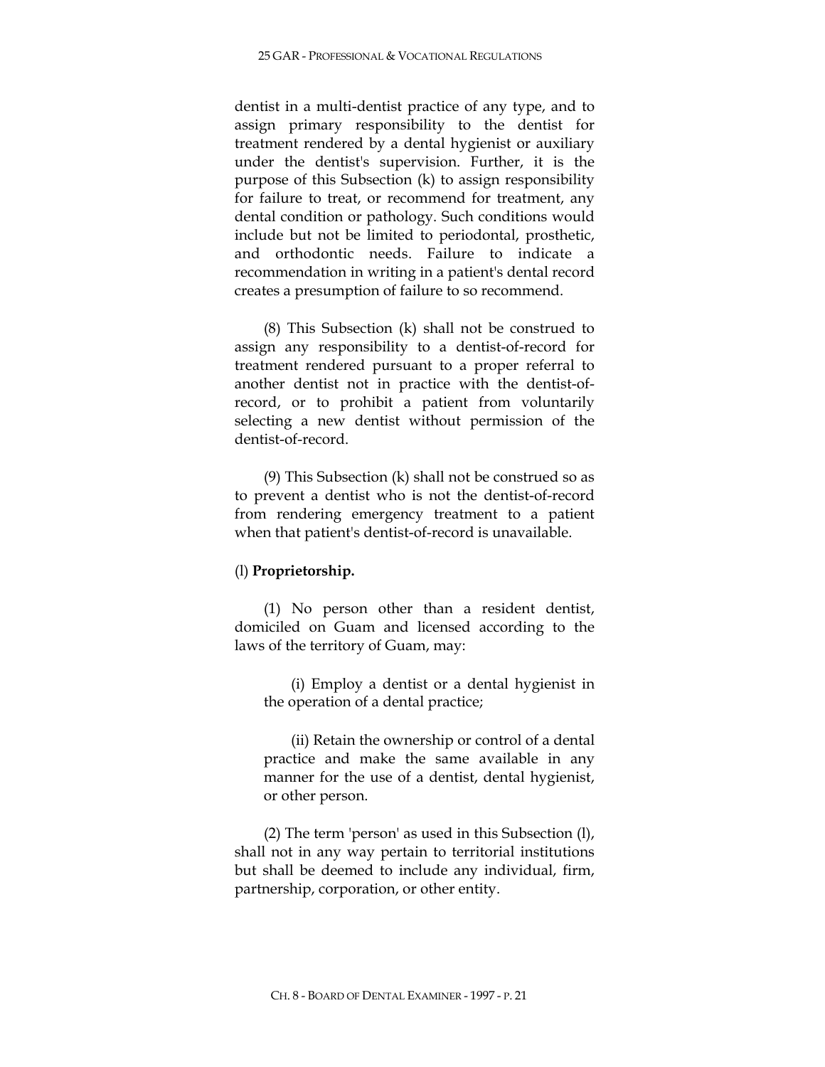dentist in a multi-dentist practice of any type, and to assign primary responsibility to the dentist for treatment rendered by a dental hygienist or auxiliary under the dentist's supervision. Further, it is the purpose of this Subsection (k) to assign responsibility for failure to treat, or recommend for treatment, any dental condition or pathology. Such conditions would include but not be limited to periodontal, prosthetic, and orthodontic needs. Failure to indicate a recommendation in writing in a patient's dental record creates a presumption of failure to so recommend.

(8) This Subsection (k) shall not be construed to assign any responsibility to a dentist-of-record for treatment rendered pursuant to a proper referral to another dentist not in practice with the dentist-of-record, or to prohibit a patient from voluntarily selecting a new dentist without permission of the dentist-of-record.

(9) This Subsection (k) shall not be construed so as to prevent a dentist who is not the dentist-of-record from rendering emergency treatment to a patient when that patient's dentist-of-record is unavailable.

(l) **Proprietorship.**

(1) No person other than a resident dentist, domiciled on Guam and licensed according to the laws of the territory of Guam, may:

(i) Employ a dentist or a dental hygienist in the operation of a dental practice;

(ii) Retain the ownership or control of a dental practice and make the same available in any manner for the use of a dentist, dental hygienist, or other person.

(2) The term 'person' as used in this Subsection (l), shall not in any way pertain to territorial institutions but shall be deemed to include any individual, firm, partnership, corporation, or other entity.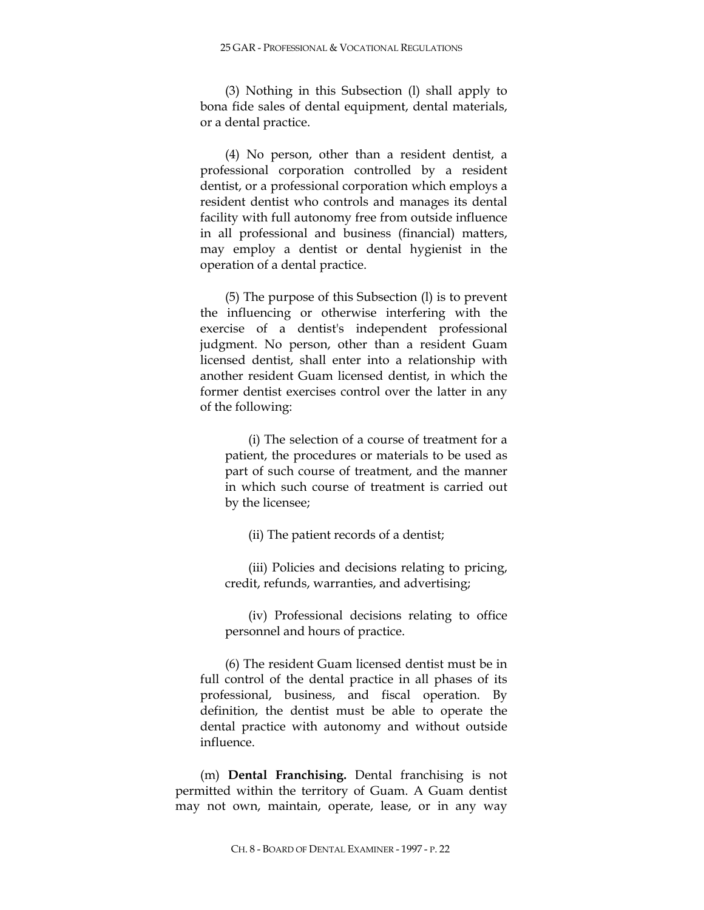(3) Nothing in this Subsection (l) shall apply to bona fide sales of dental equipment, dental materials, or a dental practice.

(4) No person, other than a resident dentist, a professional corporation controlled by a resident dentist, or a professional corporation which employs a resident dentist who controls and manages its dental facility with full autonomy free from outside influence in all professional and business (financial) matters, may employ a dentist or dental hygienist in the operation of a dental practice.

(5) The purpose of this Subsection (l) is to prevent the influencing or otherwise interfering with the exercise of a dentist's independent professional judgment. No person, other than a resident Guam licensed dentist, shall enter into a relationship with another resident Guam licensed dentist, in which the former dentist exercises control over the latter in any of the following:

(i) The selection of a course of treatment for a patient, the procedures or materials to be used as part of such course of treatment, and the manner in which such course of treatment is carried out by the licensee;

(ii) The patient records of a dentist;

(iii) Policies and decisions relating to pricing, credit, refunds, warranties, and advertising;

(iv) Professional decisions relating to office personnel and hours of practice.

(6) The resident Guam licensed dentist must be in full control of the dental practice in all phases of its professional, business, and fiscal operation. By definition, the dentist must be able to operate the dental practice with autonomy and without outside influence.

(m) **Dental Franchising.** Dental franchising is not permitted within the territory of Guam. A Guam dentist may not own, maintain, operate, lease, or in any way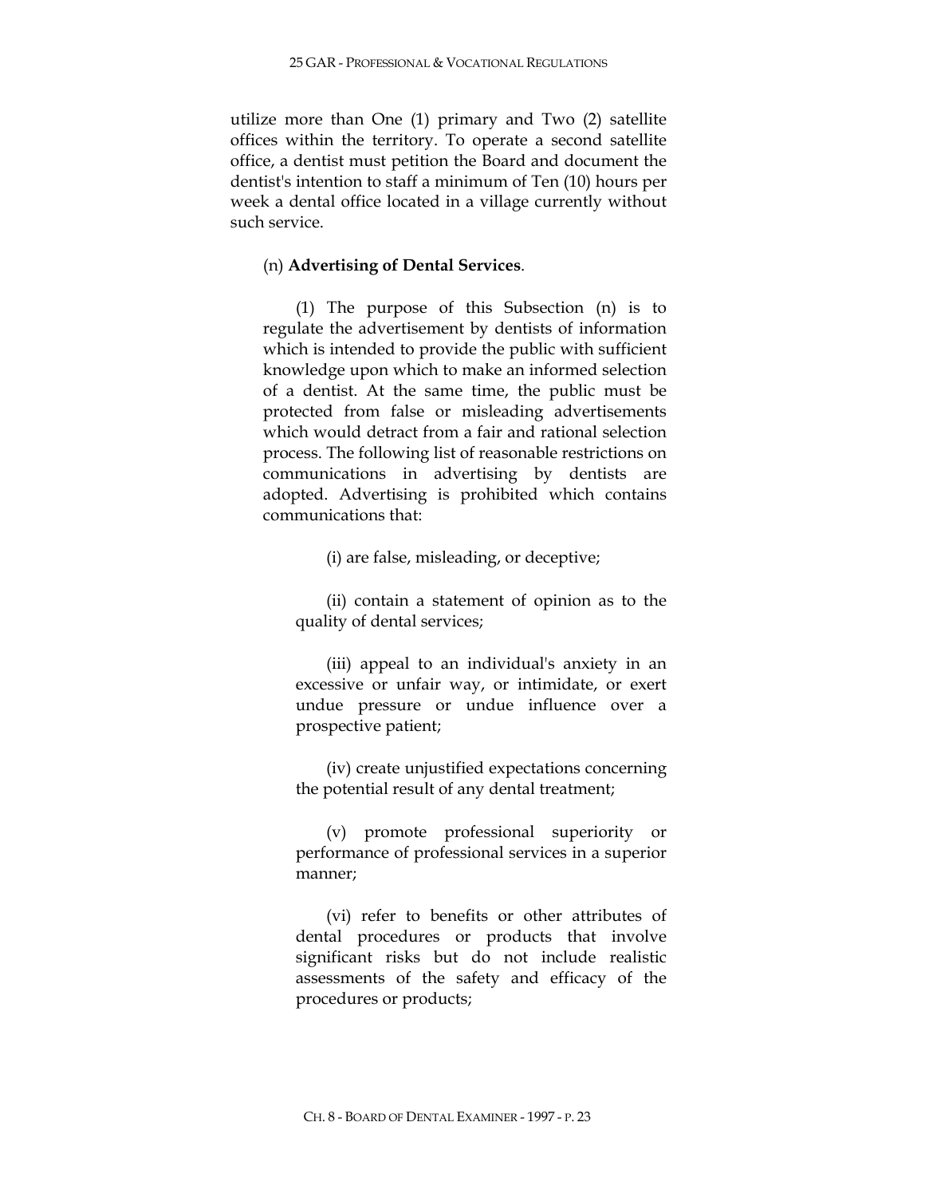utilize more than One (1) primary and Two (2) satellite offices within the territory. To operate a second satellite office, a dentist must petition the Board and document the dentist's intention to staff a minimum of Ten (10) hours per week a dental office located in a village currently without such service.

(n) **Advertising of Dental Services**.

(1) The purpose of this Subsection (n) is to regulate the advertisement by dentists of information which is intended to provide the public with sufficient knowledge upon which to make an informed selection of a dentist. At the same time, the public must be protected from false or misleading advertisements which would detract from a fair and rational selection process. The following list of reasonable restrictions on communications in advertising by dentists are adopted. Advertising is prohibited which contains communications that:

(i) are false, misleading, or deceptive;

(ii) contain a statement of opinion as to the quality of dental services;

(iii) appeal to an individual's anxiety in an excessive or unfair way, or intimidate, or exert undue pressure or undue influence over a prospective patient;

(iv) create unjustified expectations concerning the potential result of any dental treatment;

(v) promote professional superiority or performance of professional services in a superior manner;

(vi) refer to benefits or other attributes of dental procedures or products that involve significant risks but do not include realistic assessments of the safety and efficacy of the procedures or products;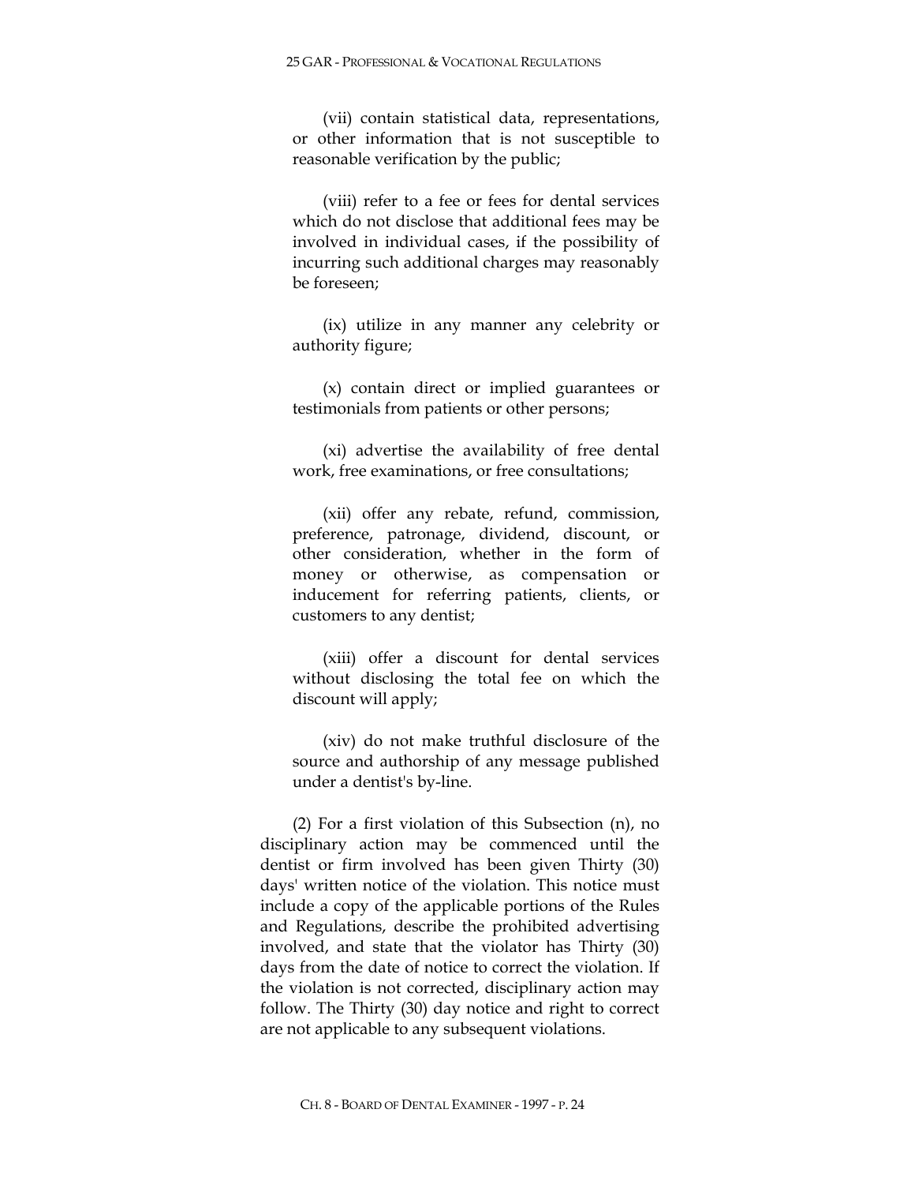(vii) contain statistical data, representations, or other information that is not susceptible to reasonable verification by the public;

(viii) refer to a fee or fees for dental services which do not disclose that additional fees may be involved in individual cases, if the possibility of incurring such additional charges may reasonably be foreseen;

(ix) utilize in any manner any celebrity or authority figure;

(x) contain direct or implied guarantees or testimonials from patients or other persons;

(xi) advertise the availability of free dental work, free examinations, or free consultations;

(xii) offer any rebate, refund, commission, preference, patronage, dividend, discount, or other consideration, whether in the form of money or otherwise, as compensation or inducement for referring patients, clients, or customers to any dentist;

(xiii) offer a discount for dental services without disclosing the total fee on which the discount will apply;

(xiv) do not make truthful disclosure of the source and authorship of any message published under a dentist's by-line.

(2) For a first violation of this Subsection (n), no disciplinary action may be commenced until the dentist or firm involved has been given Thirty (30) days' written notice of the violation. This notice must include a copy of the applicable portions of the Rules and Regulations, describe the prohibited advertising involved, and state that the violator has Thirty (30) days from the date of notice to correct the violation. If the violation is not corrected, disciplinary action may follow. The Thirty (30) day notice and right to correct are not applicable to any subsequent violations.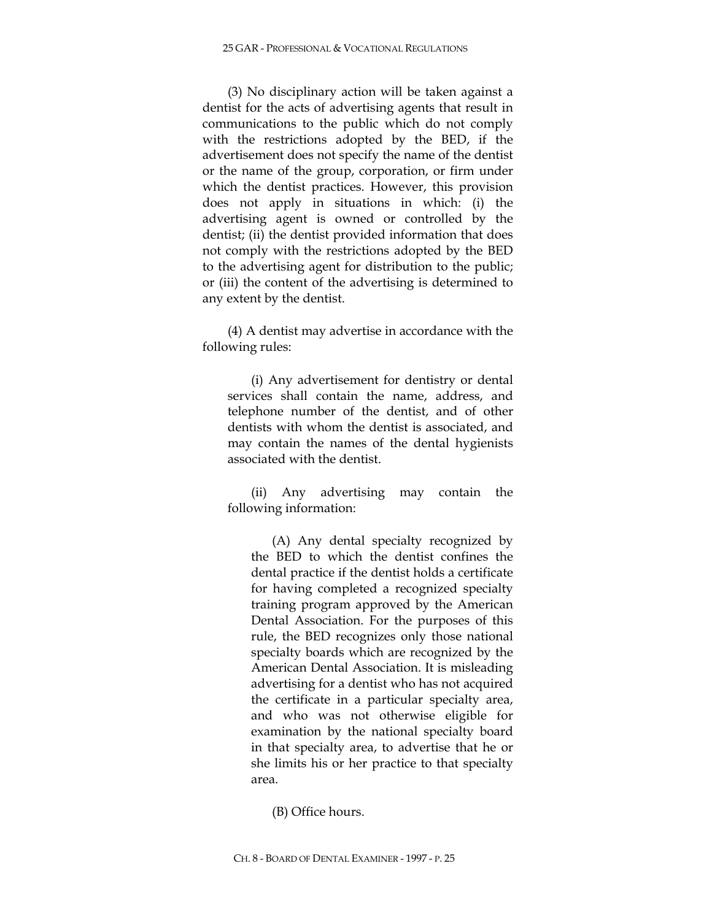(3) No disciplinary action will be taken against a dentist for the acts of advertising agents that result in communications to the public which do not comply with the restrictions adopted by the BED, if the advertisement does not specify the name of the dentist or the name of the group, corporation, or firm under which the dentist practices. However, this provision does not apply in situations in which: (i) the advertising agent is owned or controlled by the dentist; (ii) the dentist provided information that does not comply with the restrictions adopted by the BED to the advertising agent for distribution to the public; or (iii) the content of the advertising is determined to any extent by the dentist.

(4) A dentist may advertise in accordance with the following rules:

(i) Any advertisement for dentistry or dental services shall contain the name, address, and telephone number of the dentist, and of other dentists with whom the dentist is associated, and may contain the names of the dental hygienists associated with the dentist.

(ii) Any advertising may contain the following information:

(A) Any dental specialty recognized by the BED to which the dentist confines the dental practice if the dentist holds a certificate for having completed a recognized specialty training program approved by the American Dental Association. For the purposes of this rule, the BED recognizes only those national specialty boards which are recognized by the American Dental Association. It is misleading advertising for a dentist who has not acquired the certificate in a particular specialty area, and who was not otherwise eligible for examination by the national specialty board in that specialty area, to advertise that he or she limits his or her practice to that specialty area.

(B) Office hours.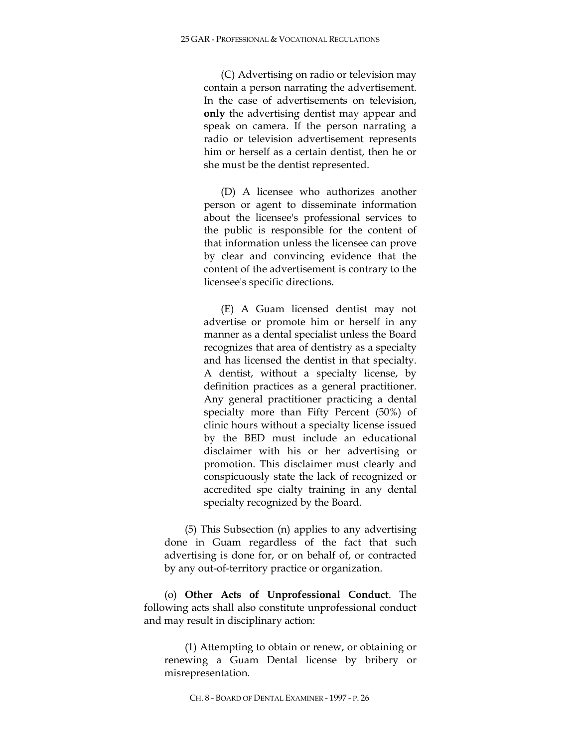(C) Advertising on radio or television may contain a person narrating the advertisement. In the case of advertisements on television, **only** the advertising dentist may appear and speak on camera. If the person narrating a radio or television advertisement represents him or herself as a certain dentist, then he or she must be the dentist represented.

(D) A licensee who authorizes another person or agent to disseminate information about the licensee's professional services to the public is responsible for the content of that information unless the licensee can prove by clear and convincing evidence that the content of the advertisement is contrary to the licensee's specific directions.

(E) A Guam licensed dentist may not advertise or promote him or herself in any manner as a dental specialist unless the Board recognizes that area of dentistry as a specialty and has licensed the dentist in that specialty. A dentist, without a specialty license, by definition practices as a general practitioner. Any general practitioner practicing a dental specialty more than Fifty Percent (50%) of clinic hours without a specialty license issued by the BED must include an educational disclaimer with his or her advertising or promotion. This disclaimer must clearly and conspicuously state the lack of recognized or accredited spe cialty training in any dental specialty recognized by the Board.

(5) This Subsection (n) applies to any advertising done in Guam regardless of the fact that such advertising is done for, or on behalf of, or contracted by any out-of-territory practice or organization.

(o) **Other Acts of Unprofessional Conduct**. The following acts shall also constitute unprofessional conduct and may result in disciplinary action:

(1) Attempting to obtain or renew, or obtaining or renewing a Guam Dental license by bribery or misrepresentation.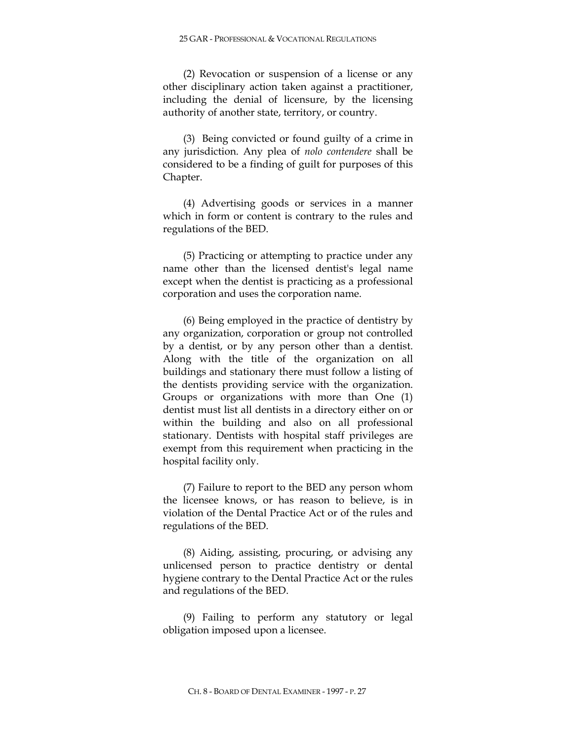(2) Revocation or suspension of a license or any other disciplinary action taken against a practitioner, including the denial of licensure, by the licensing authority of another state, territory, or country.

(3) Being convicted or found guilty of a crime in any jurisdiction. Any plea of *nolo contendere* shall be considered to be a finding of guilt for purposes of this Chapter.

(4) Advertising goods or services in a manner which in form or content is contrary to the rules and regulations of the BED.

(5) Practicing or attempting to practice under any name other than the licensed dentist's legal name except when the dentist is practicing as a professional corporation and uses the corporation name.

(6) Being employed in the practice of dentistry by any organization, corporation or group not controlled by a dentist, or by any person other than a dentist. Along with the title of the organization on all buildings and stationary there must follow a listing of the dentists providing service with the organization. Groups or organizations with more than One (1) dentist must list all dentists in a directory either on or within the building and also on all professional stationary. Dentists with hospital staff privileges are exempt from this requirement when practicing in the hospital facility only.

(7) Failure to report to the BED any person whom the licensee knows, or has reason to believe, is in violation of the Dental Practice Act or of the rules and regulations of the BED.

(8) Aiding, assisting, procuring, or advising any unlicensed person to practice dentistry or dental hygiene contrary to the Dental Practice Act or the rules and regulations of the BED.

(9) Failing to perform any statutory or legal obligation imposed upon a licensee.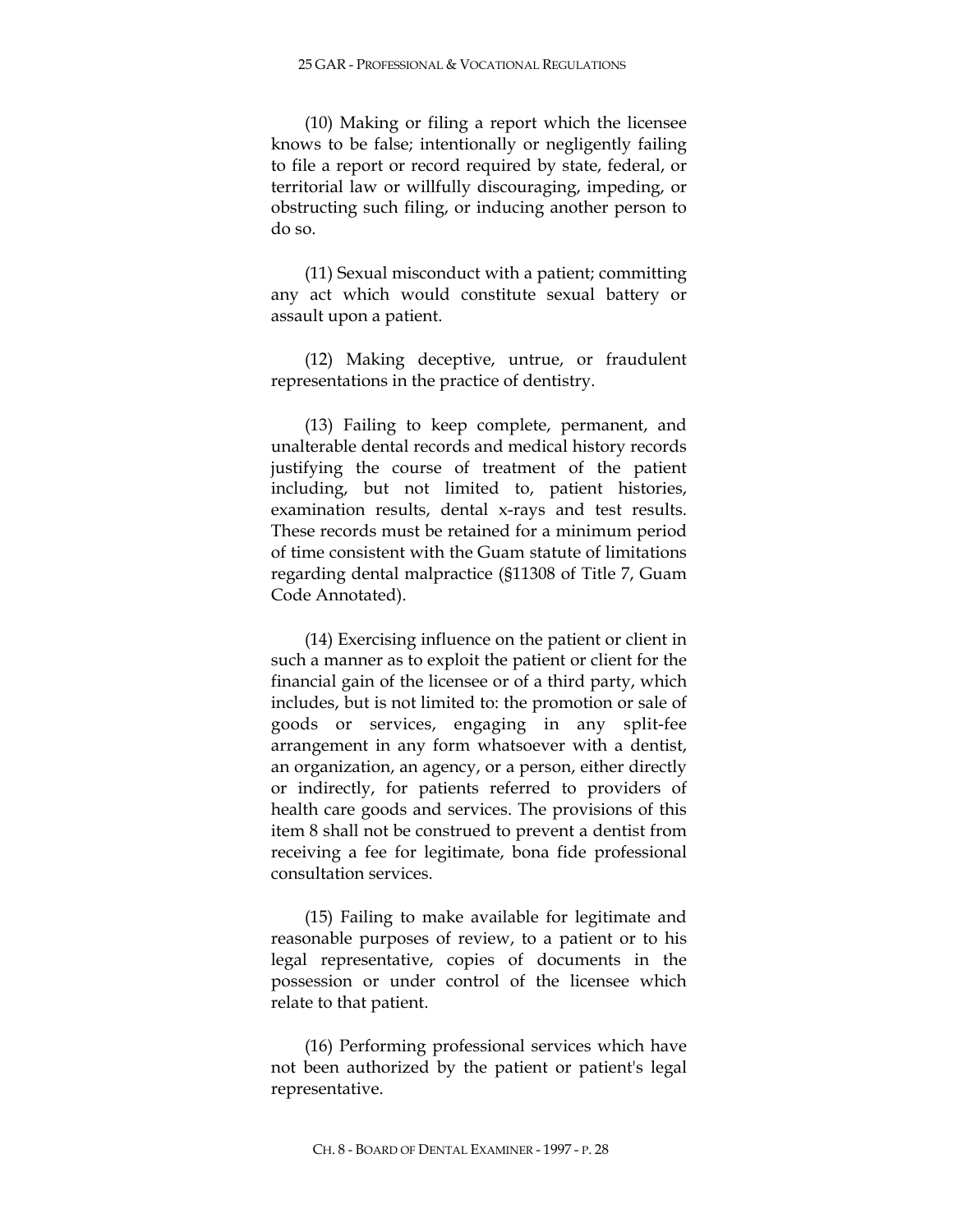(10) Making or filing a report which the licensee knows to be false; intentionally or negligently failing to file a report or record required by state, federal, or territorial law or willfully discouraging, impeding, or obstructing such filing, or inducing another person to do so.

(11) Sexual misconduct with a patient; committing any act which would constitute sexual battery or assault upon a patient.

(12) Making deceptive, untrue, or fraudulent representations in the practice of dentistry.

(13) Failing to keep complete, permanent, and unalterable dental records and medical history records justifying the course of treatment of the patient including, but not limited to, patient histories, examination results, dental x-rays and test results. These records must be retained for a minimum period of time consistent with the Guam statute of limitations regarding dental malpractice (§11308 of Title 7, Guam Code Annotated).

(14) Exercising influence on the patient or client in such a manner as to exploit the patient or client for the financial gain of the licensee or of a third party, which includes, but is not limited to: the promotion or sale of goods or services, engaging in any split-fee arrangement in any form whatsoever with a dentist, an organization, an agency, or a person, either directly or indirectly, for patients referred to providers of health care goods and services. The provisions of this item 8 shall not be construed to prevent a dentist from receiving a fee for legitimate, bona fide professional consultation services.

(15) Failing to make available for legitimate and reasonable purposes of review, to a patient or to his legal representative, copies of documents in the possession or under control of the licensee which relate to that patient.

(16) Performing professional services which have not been authorized by the patient or patient's legal representative.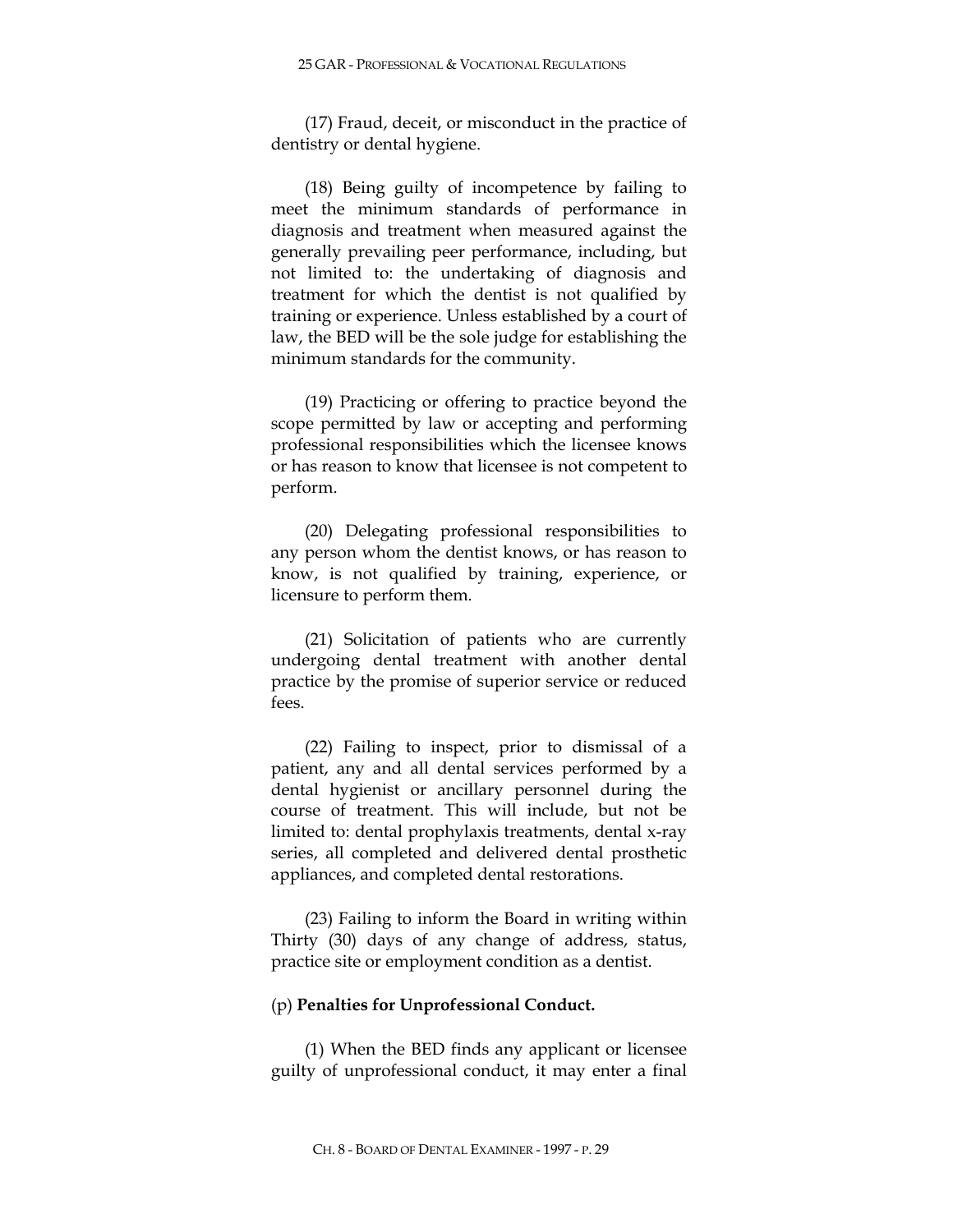(17) Fraud, deceit, or misconduct in the practice of dentistry or dental hygiene.

(18) Being guilty of incompetence by failing to meet the minimum standards of performance in diagnosis and treatment when measured against the generally prevailing peer performance, including, but not limited to: the undertaking of diagnosis and treatment for which the dentist is not qualified by training or experience. Unless established by a court of law, the BED will be the sole judge for establishing the minimum standards for the community.

(19) Practicing or offering to practice beyond the scope permitted by law or accepting and performing professional responsibilities which the licensee knows or has reason to know that licensee is not competent to perform.

(20) Delegating professional responsibilities to any person whom the dentist knows, or has reason to know, is not qualified by training, experience, or licensure to perform them.

(21) Solicitation of patients who are currently undergoing dental treatment with another dental practice by the promise of superior service or reduced fees.

(22) Failing to inspect, prior to dismissal of a patient, any and all dental services performed by a dental hygienist or ancillary personnel during the course of treatment. This will include, but not be limited to: dental prophylaxis treatments, dental x-ray series, all completed and delivered dental prosthetic appliances, and completed dental restorations.

(23) Failing to inform the Board in writing within Thirty (30) days of any change of address, status, practice site or employment condition as a dentist.

(p) **Penalties for Unprofessional Conduct.**

(1) When the BED finds any applicant or licensee guilty of unprofessional conduct, it may enter a final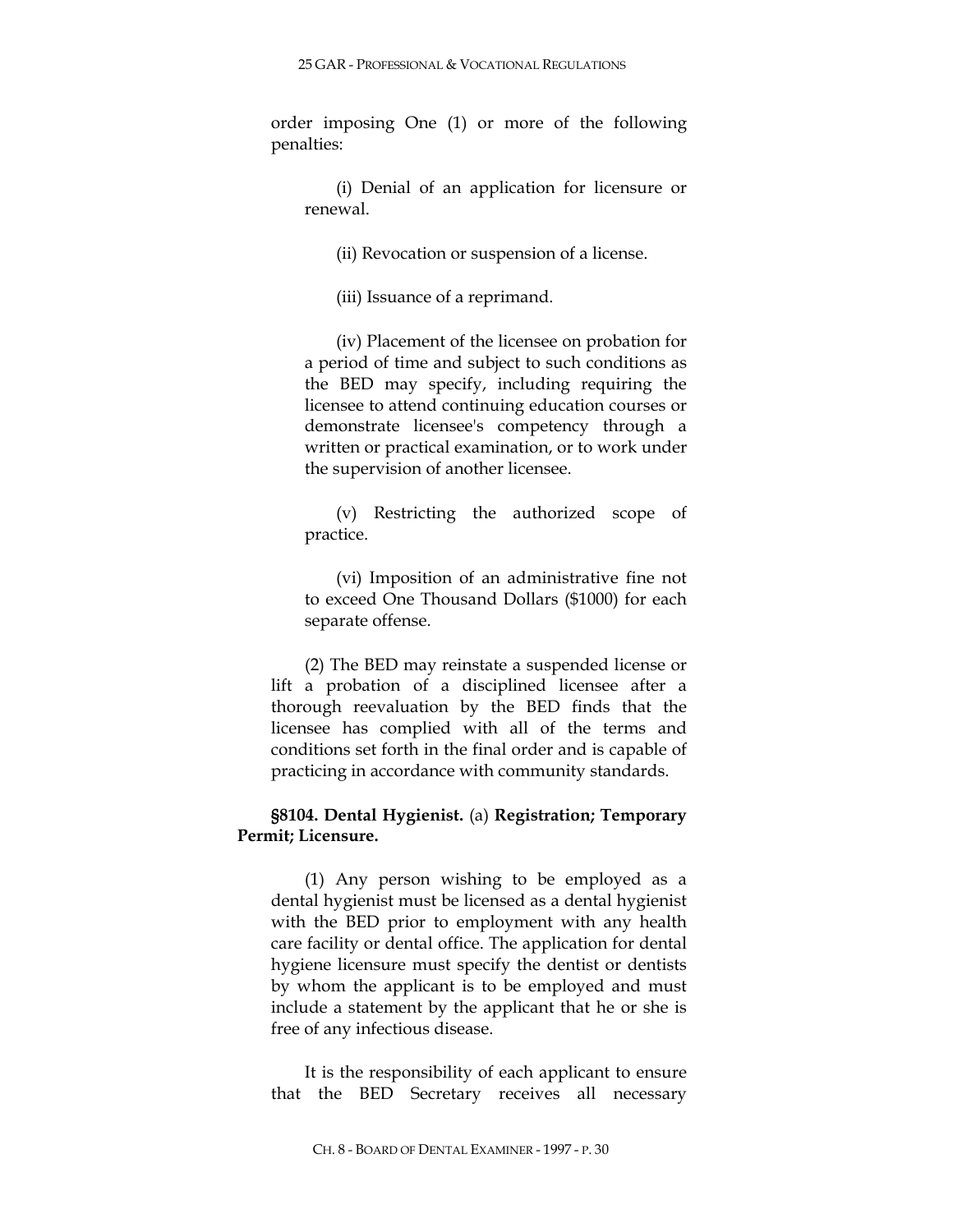order imposing One (1) or more of the following penalties:

(i) Denial of an application for licensure or renewal.

(ii) Revocation or suspension of a license.

(iii) Issuance of a reprimand.

(iv) Placement of the licensee on probation for a period of time and subject to such conditions as the BED may specify, including requiring the licensee to attend continuing education courses or demonstrate licensee's competency through a written or practical examination, or to work under the supervision of another licensee.

(v) Restricting the authorized scope of practice.

(vi) Imposition of an administrative fine not to exceed One Thousand Dollars ($1000) for each separate offense.

(2) The BED may reinstate a suspended license or lift a probation of a disciplined licensee after a thorough reevaluation by the BED finds that the licensee has complied with all of the terms and conditions set forth in the final order and is capable of practicing in accordance with community standards.

**§8104. Dental Hygienist.** (a) **Registration; Temporary Permit; Licensure.**

(1) Any person wishing to be employed as a dental hygienist must be licensed as a dental hygienist with the BED prior to employment with any health care facility or dental office. The application for dental hygiene licensure must specify the dentist or dentists by whom the applicant is to be employed and must include a statement by the applicant that he or she is free of any infectious disease.

It is the responsibility of each applicant to ensure that the BED Secretary receives all necessary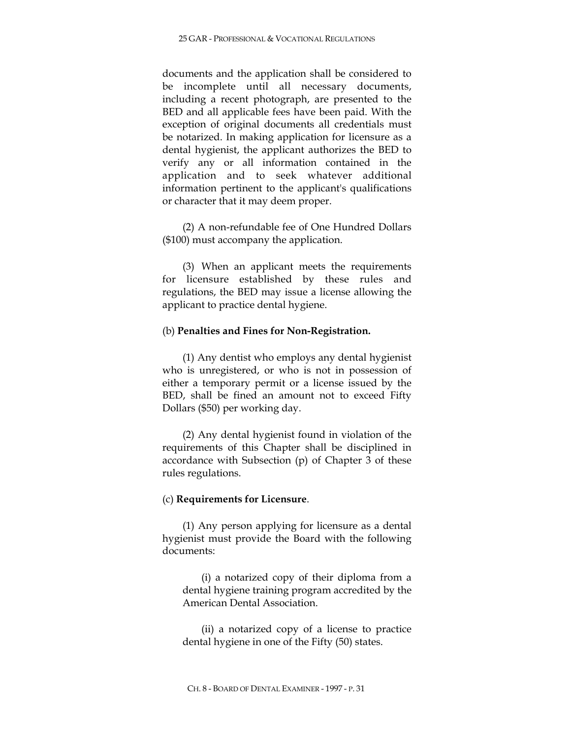documents and the application shall be considered to be incomplete until all necessary documents, including a recent photograph, are presented to the BED and all applicable fees have been paid. With the exception of original documents all credentials must be notarized. In making application for licensure as a dental hygienist, the applicant authorizes the BED to verify any or all information contained in the application and to seek whatever additional information pertinent to the applicant's qualifications or character that it may deem proper.

(2) A non-refundable fee of One Hundred Dollars ($100) must accompany the application.

(3) When an applicant meets the requirements for licensure established by these rules and regulations, the BED may issue a license allowing the applicant to practice dental hygiene.

(b) **Penalties and Fines for Non-Registration.**

(1) Any dentist who employs any dental hygienist who is unregistered, or who is not in possession of either a temporary permit or a license issued by the BED, shall be fined an amount not to exceed Fifty Dollars ($50) per working day.

(2) Any dental hygienist found in violation of the requirements of this Chapter shall be disciplined in accordance with Subsection (p) of Chapter 3 of these rules regulations.

(c) **Requirements for Licensure**.

(1) Any person applying for licensure as a dental hygienist must provide the Board with the following documents:

(i) a notarized copy of their diploma from a dental hygiene training program accredited by the American Dental Association.

(ii) a notarized copy of a license to practice dental hygiene in one of the Fifty (50) states.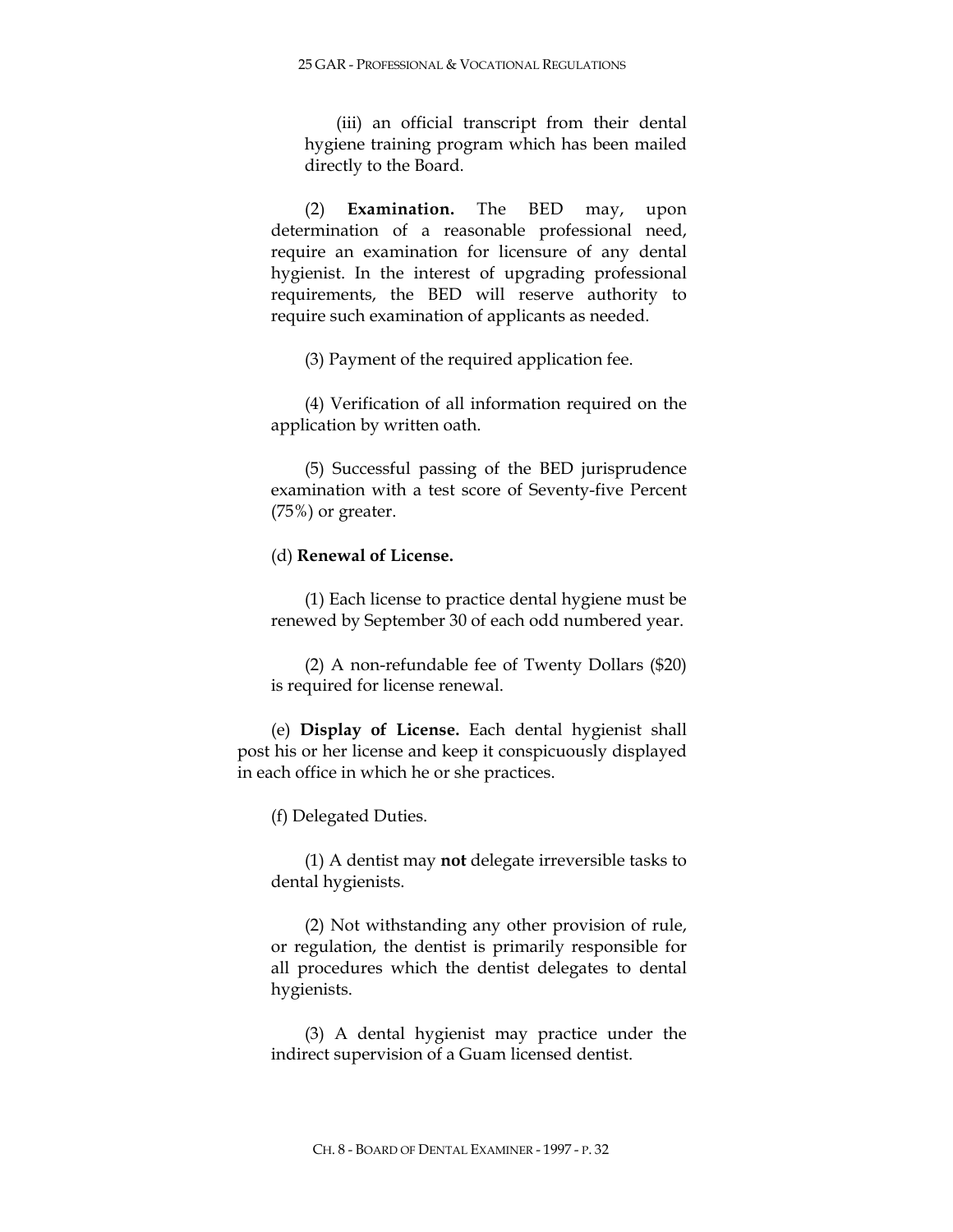(iii) an official transcript from their dental hygiene training program which has been mailed directly to the Board.

(2) **Examination.** The BED may, upon determination of a reasonable professional need, require an examination for licensure of any dental hygienist. In the interest of upgrading professional requirements, the BED will reserve authority to require such examination of applicants as needed.

(3) Payment of the required application fee.

(4) Verification of all information required on the application by written oath.

(5) Successful passing of the BED jurisprudence examination with a test score of Seventy-five Percent (75%) or greater.

(d) **Renewal of License.**

(1) Each license to practice dental hygiene must be renewed by September 30 of each odd numbered year.

(2) A non-refundable fee of Twenty Dollars ($20) is required for license renewal.

(e) **Display of License.** Each dental hygienist shall post his or her license and keep it conspicuously displayed in each office in which he or she practices.

(f) Delegated Duties.

(1) A dentist may **not** delegate irreversible tasks to dental hygienists.

(2) Not withstanding any other provision of rule, or regulation, the dentist is primarily responsible for all procedures which the dentist delegates to dental hygienists.

(3) A dental hygienist may practice under the indirect supervision of a Guam licensed dentist.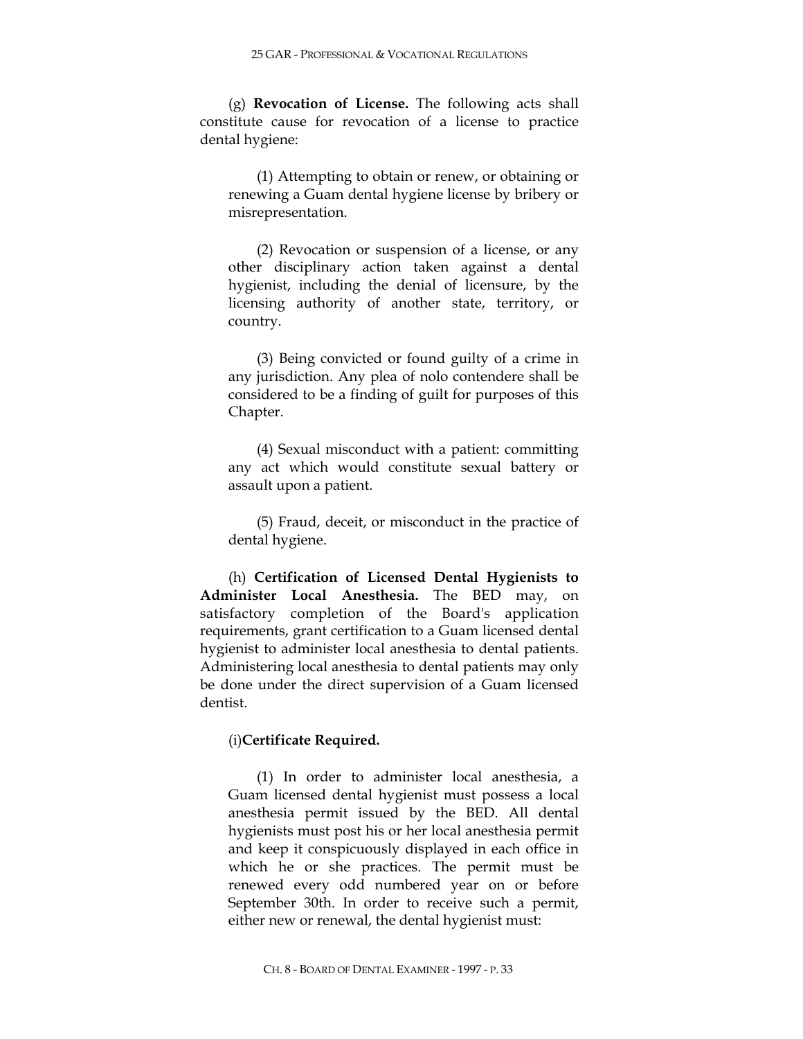(g) **Revocation of License.** The following acts shall constitute cause for revocation of a license to practice dental hygiene:

(1) Attempting to obtain or renew, or obtaining or renewing a Guam dental hygiene license by bribery or misrepresentation.

(2) Revocation or suspension of a license, or any other disciplinary action taken against a dental hygienist, including the denial of licensure, by the licensing authority of another state, territory, or country.

(3) Being convicted or found guilty of a crime in any jurisdiction. Any plea of nolo contendere shall be considered to be a finding of guilt for purposes of this Chapter.

(4) Sexual misconduct with a patient: committing any act which would constitute sexual battery or assault upon a patient.

(5) Fraud, deceit, or misconduct in the practice of dental hygiene.

(h) **Certification of Licensed Dental Hygienists to Administer Local Anesthesia.** The BED may, on satisfactory completion of the Board's application requirements, grant certification to a Guam licensed dental hygienist to administer local anesthesia to dental patients. Administering local anesthesia to dental patients may only be done under the direct supervision of a Guam licensed dentist.

(i)**Certificate Required.**

(1) In order to administer local anesthesia, a Guam licensed dental hygienist must possess a local anesthesia permit issued by the BED. All dental hygienists must post his or her local anesthesia permit and keep it conspicuously displayed in each office in which he or she practices. The permit must be renewed every odd numbered year on or before September 30th. In order to receive such a permit, either new or renewal, the dental hygienist must: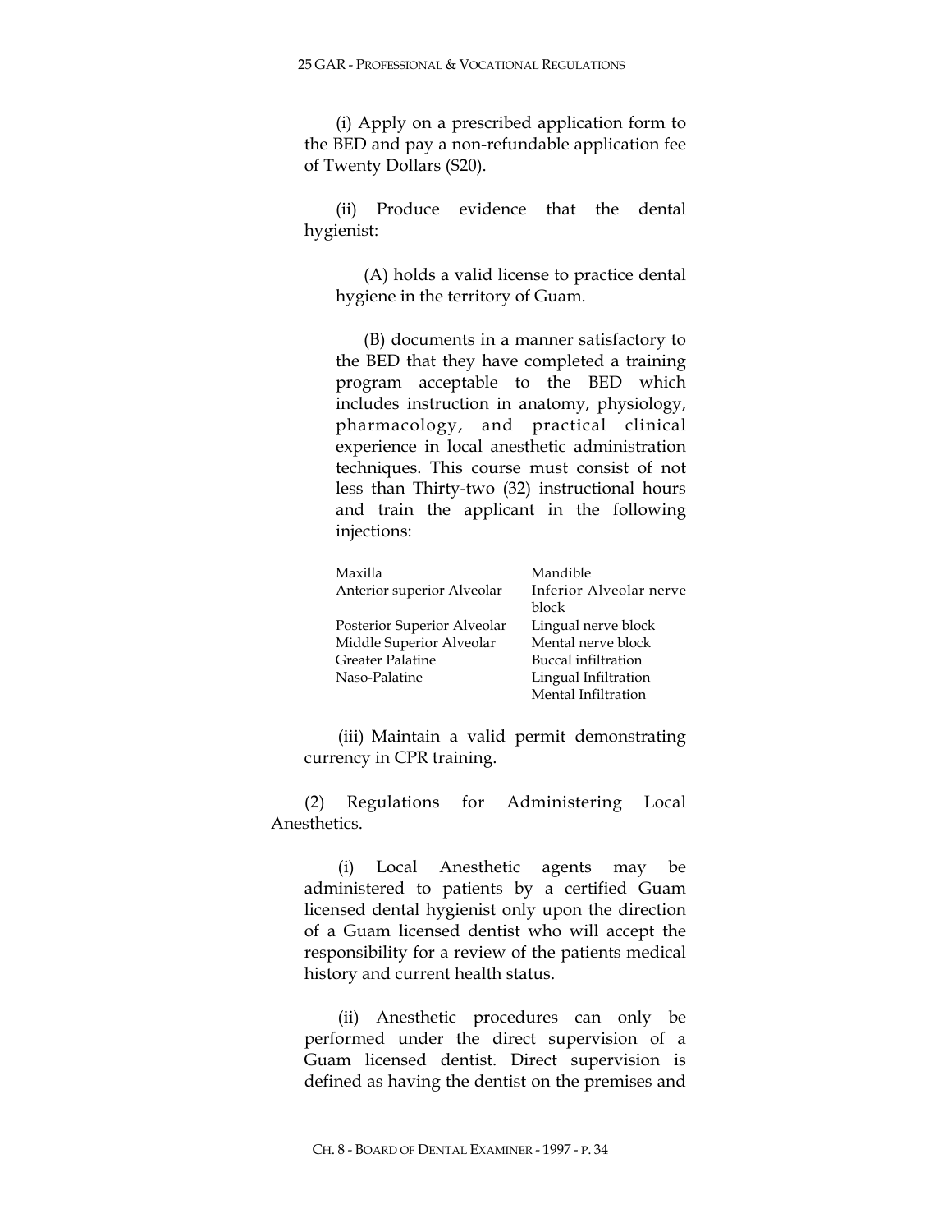(i) Apply on a prescribed application form to the BED and pay a non-refundable application fee of Twenty Dollars ($20).

(ii) Produce evidence that the dental hygienist:

(A) holds a valid license to practice dental hygiene in the territory of Guam.

(B) documents in a manner satisfactory to the BED that they have completed a training program acceptable to the BED which includes instruction in anatomy, physiology, pharmacology, and practical clinical experience in local anesthetic administration techniques. This course must consist of not less than Thirty-two (32) instructional hours and train the applicant in the following injections:

| Maxilla | Mandible |
|---|---|
| Anterior superior Alveolar | Inferior Alveolar nerve block |
| Posterior Superior Alveolar | Lingual nerve block |
| Middle Superior Alveolar | Mental nerve block |
| Greater Palatine | Buccal infiltration |
| Naso-Palatine | Lingual Infiltration |
| | Mental Infiltration |

(iii) Maintain a valid permit demonstrating currency in CPR training.

(2) Regulations for Administering Local Anesthetics.

(i) Local Anesthetic agents may be administered to patients by a certified Guam licensed dental hygienist only upon the direction of a Guam licensed dentist who will accept the responsibility for a review of the patients medical history and current health status.

(ii) Anesthetic procedures can only be performed under the direct supervision of a Guam licensed dentist. Direct supervision is defined as having the dentist on the premises and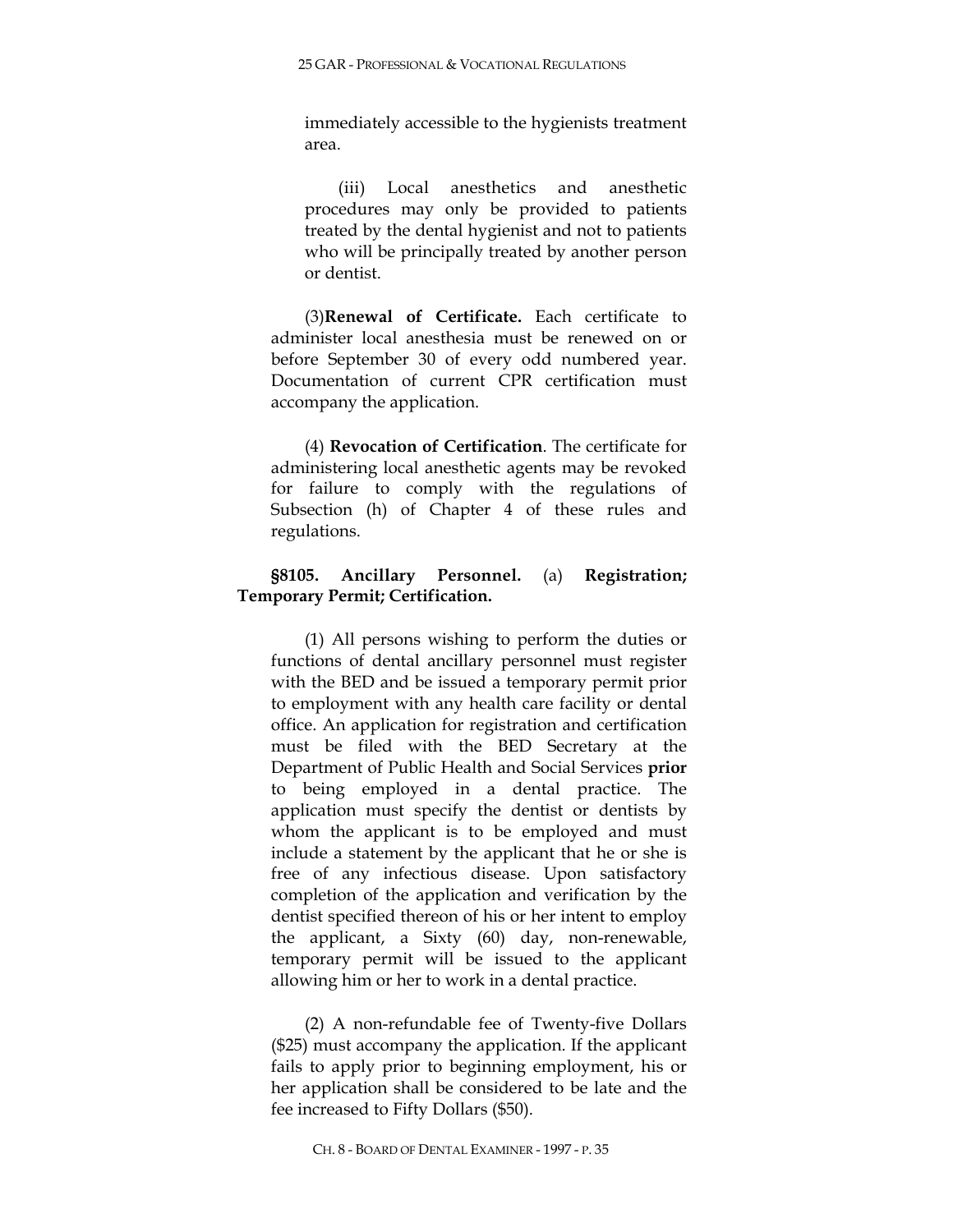immediately accessible to the hygienists treatment area.

(iii) Local anesthetics and anesthetic procedures may only be provided to patients treated by the dental hygienist and not to patients who will be principally treated by another person or dentist.

(3)**Renewal of Certificate.** Each certificate to administer local anesthesia must be renewed on or before September 30 of every odd numbered year. Documentation of current CPR certification must accompany the application.

(4) **Revocation of Certification**. The certificate for administering local anesthetic agents may be revoked for failure to comply with the regulations of Subsection (h) of Chapter 4 of these rules and regulations.

**§8105. Ancillary Personnel.** (a) **Registration; Temporary Permit; Certification.**

(1) All persons wishing to perform the duties or functions of dental ancillary personnel must register with the BED and be issued a temporary permit prior to employment with any health care facility or dental office. An application for registration and certification must be filed with the BED Secretary at the Department of Public Health and Social Services **prior** to being employed in a dental practice. The application must specify the dentist or dentists by whom the applicant is to be employed and must include a statement by the applicant that he or she is free of any infectious disease. Upon satisfactory completion of the application and verification by the dentist specified thereon of his or her intent to employ the applicant, a Sixty (60) day, non-renewable, temporary permit will be issued to the applicant allowing him or her to work in a dental practice.

(2) A non-refundable fee of Twenty-five Dollars ($25) must accompany the application. If the applicant fails to apply prior to beginning employment, his or her application shall be considered to be late and the fee increased to Fifty Dollars ($50).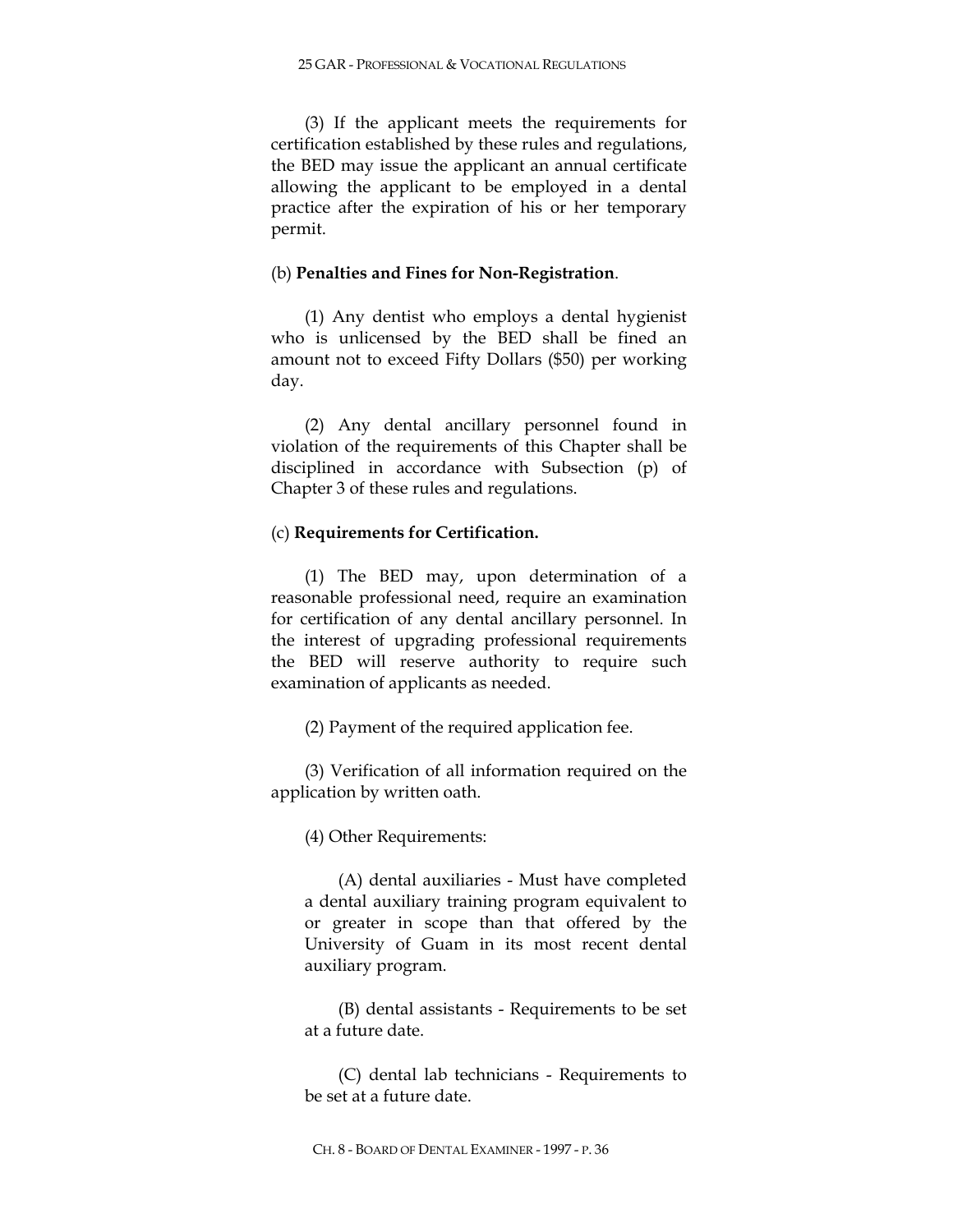(3) If the applicant meets the requirements for certification established by these rules and regulations, the BED may issue the applicant an annual certificate allowing the applicant to be employed in a dental practice after the expiration of his or her temporary permit.

(b) **Penalties and Fines for Non-Registration**.

(1) Any dentist who employs a dental hygienist who is unlicensed by the BED shall be fined an amount not to exceed Fifty Dollars ($50) per working day.

(2) Any dental ancillary personnel found in violation of the requirements of this Chapter shall be disciplined in accordance with Subsection (p) of Chapter 3 of these rules and regulations.

(c) **Requirements for Certification.**

(1) The BED may, upon determination of a reasonable professional need, require an examination for certification of any dental ancillary personnel. In the interest of upgrading professional requirements the BED will reserve authority to require such examination of applicants as needed.

(2) Payment of the required application fee.

(3) Verification of all information required on the application by written oath.

(4) Other Requirements:

(A) dental auxiliaries - Must have completed a dental auxiliary training program equivalent to or greater in scope than that offered by the University of Guam in its most recent dental auxiliary program.

(B) dental assistants - Requirements to be set at a future date.

(C) dental lab technicians - Requirements to be set at a future date.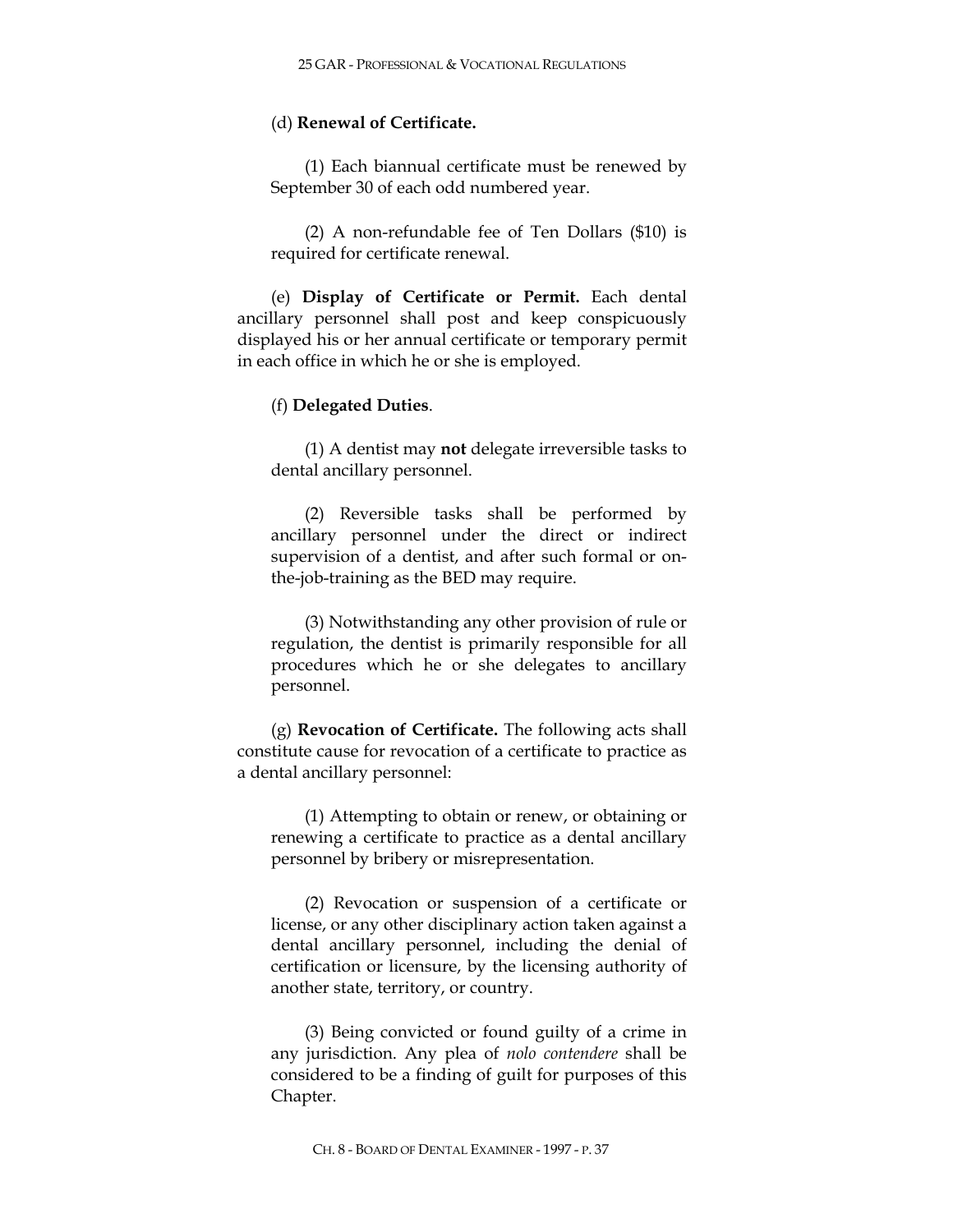(d) **Renewal of Certificate.**

(1) Each biannual certificate must be renewed by September 30 of each odd numbered year.

(2) A non-refundable fee of Ten Dollars ($10) is required for certificate renewal.

(e) **Display of Certificate or Permit.** Each dental ancillary personnel shall post and keep conspicuously displayed his or her annual certificate or temporary permit in each office in which he or she is employed.

(f) **Delegated Duties**.

(1) A dentist may **not** delegate irreversible tasks to dental ancillary personnel.

(2) Reversible tasks shall be performed by ancillary personnel under the direct or indirect supervision of a dentist, and after such formal or on-the-job-training as the BED may require.

(3) Notwithstanding any other provision of rule or regulation, the dentist is primarily responsible for all procedures which he or she delegates to ancillary personnel.

(g) **Revocation of Certificate.** The following acts shall constitute cause for revocation of a certificate to practice as a dental ancillary personnel:

(1) Attempting to obtain or renew, or obtaining or renewing a certificate to practice as a dental ancillary personnel by bribery or misrepresentation.

(2) Revocation or suspension of a certificate or license, or any other disciplinary action taken against a dental ancillary personnel, including the denial of certification or licensure, by the licensing authority of another state, territory, or country.

(3) Being convicted or found guilty of a crime in any jurisdiction. Any plea of *nolo contendere* shall be considered to be a finding of guilt for purposes of this Chapter.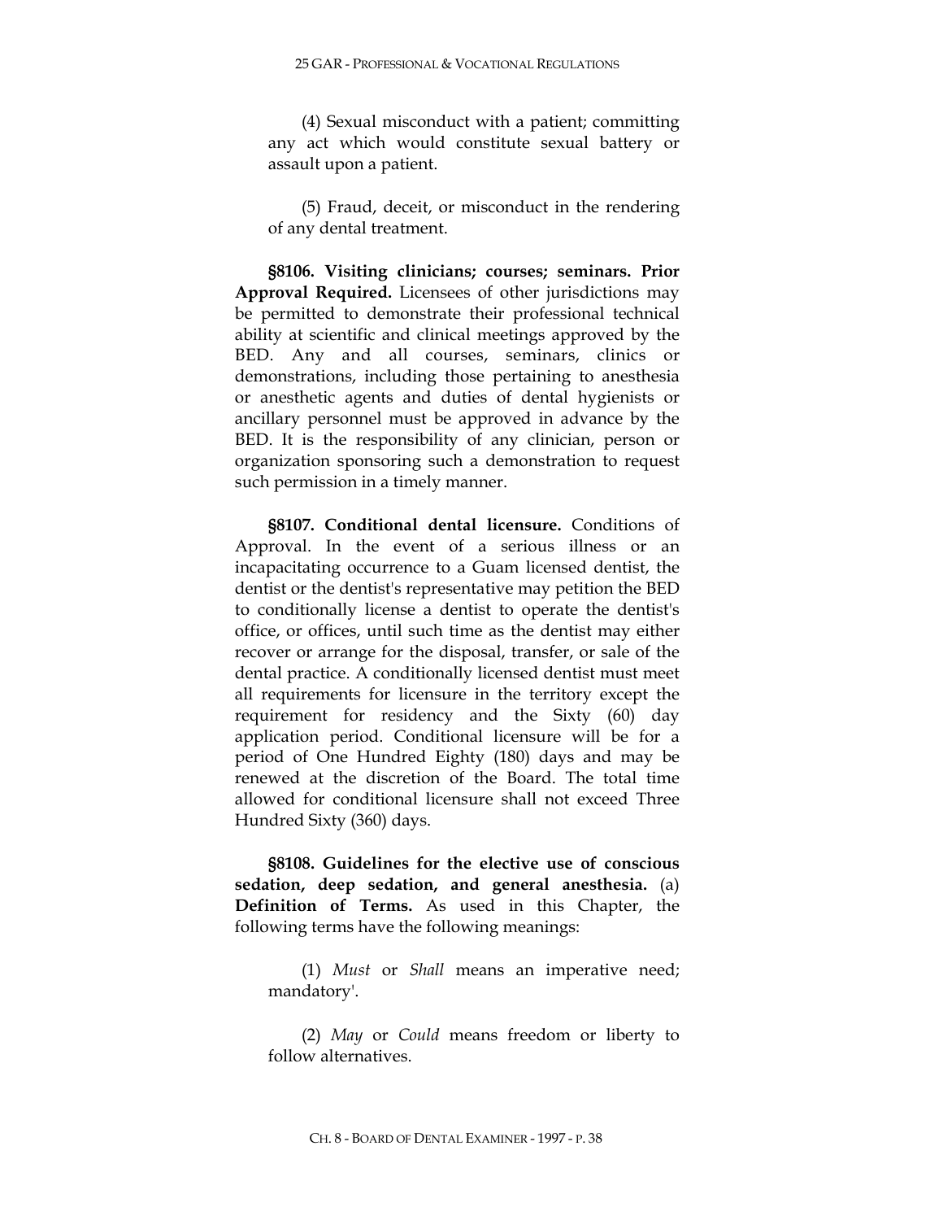(4) Sexual misconduct with a patient; committing any act which would constitute sexual battery or assault upon a patient.

(5) Fraud, deceit, or misconduct in the rendering of any dental treatment.

**§8106. Visiting clinicians; courses; seminars. Prior Approval Required.** Licensees of other jurisdictions may be permitted to demonstrate their professional technical ability at scientific and clinical meetings approved by the BED. Any and all courses, seminars, clinics or demonstrations, including those pertaining to anesthesia or anesthetic agents and duties of dental hygienists or ancillary personnel must be approved in advance by the BED. It is the responsibility of any clinician, person or organization sponsoring such a demonstration to request such permission in a timely manner.

**§8107. Conditional dental licensure.** Conditions of Approval. In the event of a serious illness or an incapacitating occurrence to a Guam licensed dentist, the dentist or the dentist's representative may petition the BED to conditionally license a dentist to operate the dentist's office, or offices, until such time as the dentist may either recover or arrange for the disposal, transfer, or sale of the dental practice. A conditionally licensed dentist must meet all requirements for licensure in the territory except the requirement for residency and the Sixty (60) day application period. Conditional licensure will be for a period of One Hundred Eighty (180) days and may be renewed at the discretion of the Board. The total time allowed for conditional licensure shall not exceed Three Hundred Sixty (360) days.

**§8108. Guidelines for the elective use of conscious sedation, deep sedation, and general anesthesia.** (a) **Definition of Terms.** As used in this Chapter, the following terms have the following meanings:

(1) *Must* or *Shall* means an imperative need; mandatory'.

(2) *May* or *Could* means freedom or liberty to follow alternatives.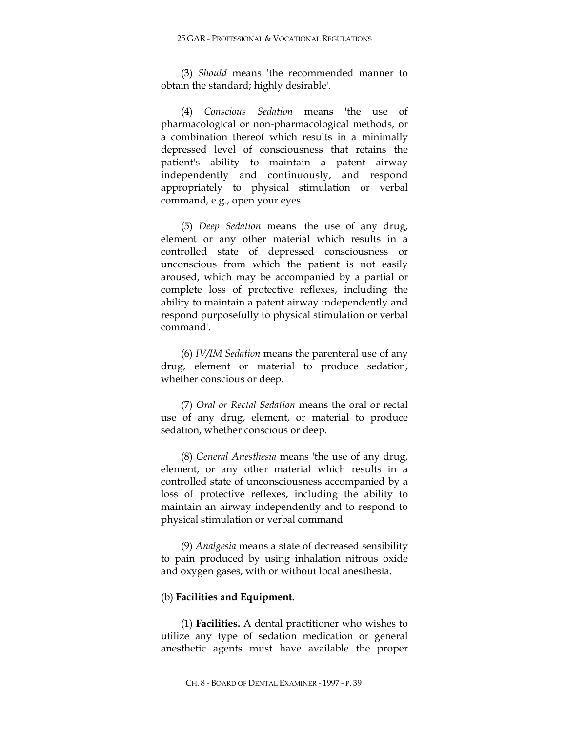(3) *Should* means 'the recommended manner to obtain the standard; highly desirable'.

(4) *Conscious Sedation* means 'the use of pharmacological or non-pharmacological methods, or a combination thereof which results in a minimally depressed level of consciousness that retains the patient's ability to maintain a patent airway independently and continuously, and respond appropriately to physical stimulation or verbal command, e.g., open your eyes.

(5) *Deep Sedation* means 'the use of any drug, element or any other material which results in a controlled state of depressed consciousness or unconscious from which the patient is not easily aroused, which may be accompanied by a partial or complete loss of protective reflexes, including the ability to maintain a patent airway independently and respond purposefully to physical stimulation or verbal command'.

(6) *IV/IM Sedation* means the parenteral use of any drug, element or material to produce sedation, whether conscious or deep.

(7) *Oral or Rectal Sedation* means the oral or rectal use of any drug, element, or material to produce sedation, whether conscious or deep.

(8) *General Anesthesia* means 'the use of any drug, element, or any other material which results in a controlled state of unconsciousness accompanied by a loss of protective reflexes, including the ability to maintain an airway independently and to respond to physical stimulation or verbal command'

(9) *Analgesia* means a state of decreased sensibility to pain produced by using inhalation nitrous oxide and oxygen gases, with or without local anesthesia.

(b) **Facilities and Equipment.**

(1) **Facilities.** A dental practitioner who wishes to utilize any type of sedation medication or general anesthetic agents must have available the proper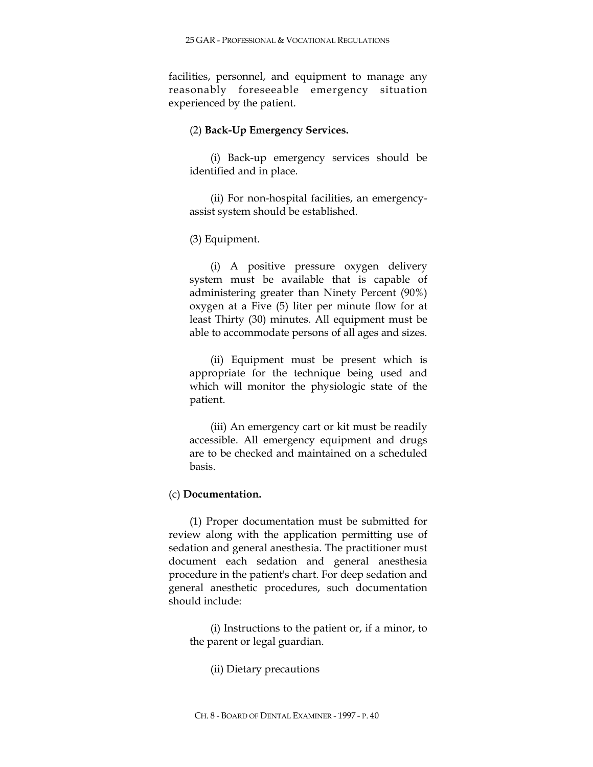facilities, personnel, and equipment to manage any reasonably foreseeable emergency situation experienced by the patient.

(2) **Back-Up Emergency Services.**

(i) Back-up emergency services should be identified and in place.

(ii) For non-hospital facilities, an emergency-assist system should be established.

(3) Equipment.

(i) A positive pressure oxygen delivery system must be available that is capable of administering greater than Ninety Percent (90%) oxygen at a Five (5) liter per minute flow for at least Thirty (30) minutes. All equipment must be able to accommodate persons of all ages and sizes.

(ii) Equipment must be present which is appropriate for the technique being used and which will monitor the physiologic state of the patient.

(iii) An emergency cart or kit must be readily accessible. All emergency equipment and drugs are to be checked and maintained on a scheduled basis.

(c) **Documentation.**

(1) Proper documentation must be submitted for review along with the application permitting use of sedation and general anesthesia. The practitioner must document each sedation and general anesthesia procedure in the patient's chart. For deep sedation and general anesthetic procedures, such documentation should include:

(i) Instructions to the patient or, if a minor, to the parent or legal guardian.

(ii) Dietary precautions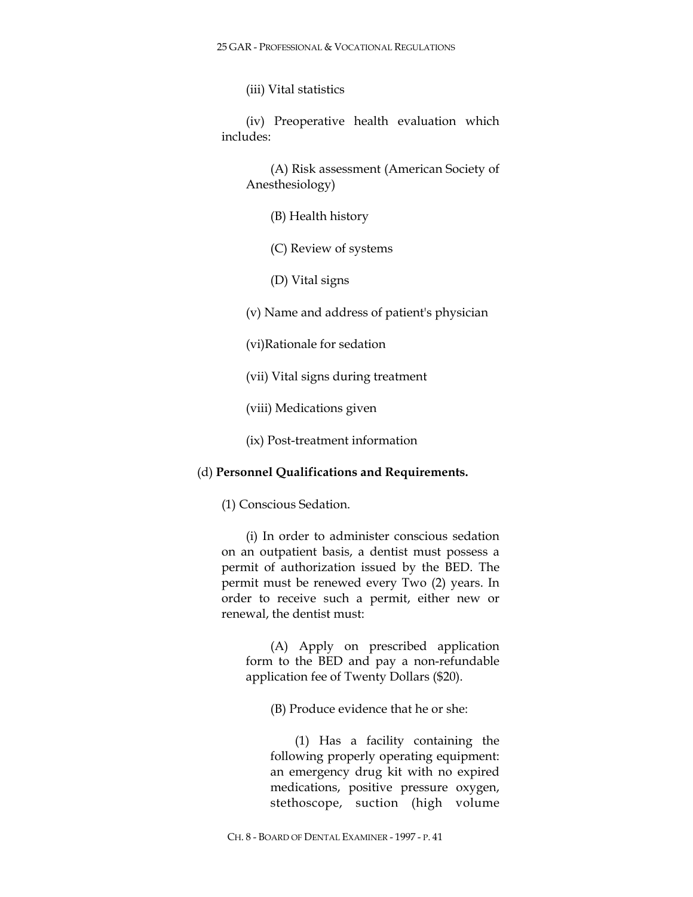(iii) Vital statistics

(iv) Preoperative health evaluation which includes:

(A) Risk assessment (American Society of Anesthesiology)

(B) Health history

(C) Review of systems

(D) Vital signs

(v) Name and address of patient's physician

(vi)Rationale for sedation

(vii) Vital signs during treatment

(viii) Medications given

(ix) Post-treatment information

(d) **Personnel Qualifications and Requirements.**

(1) Conscious Sedation.

(i) In order to administer conscious sedation on an outpatient basis, a dentist must possess a permit of authorization issued by the BED. The permit must be renewed every Two (2) years. In order to receive such a permit, either new or renewal, the dentist must:

(A) Apply on prescribed application form to the BED and pay a non-refundable application fee of Twenty Dollars ($20).

(B) Produce evidence that he or she:

(1) Has a facility containing the following properly operating equipment: an emergency drug kit with no expired medications, positive pressure oxygen, stethoscope, suction (high volume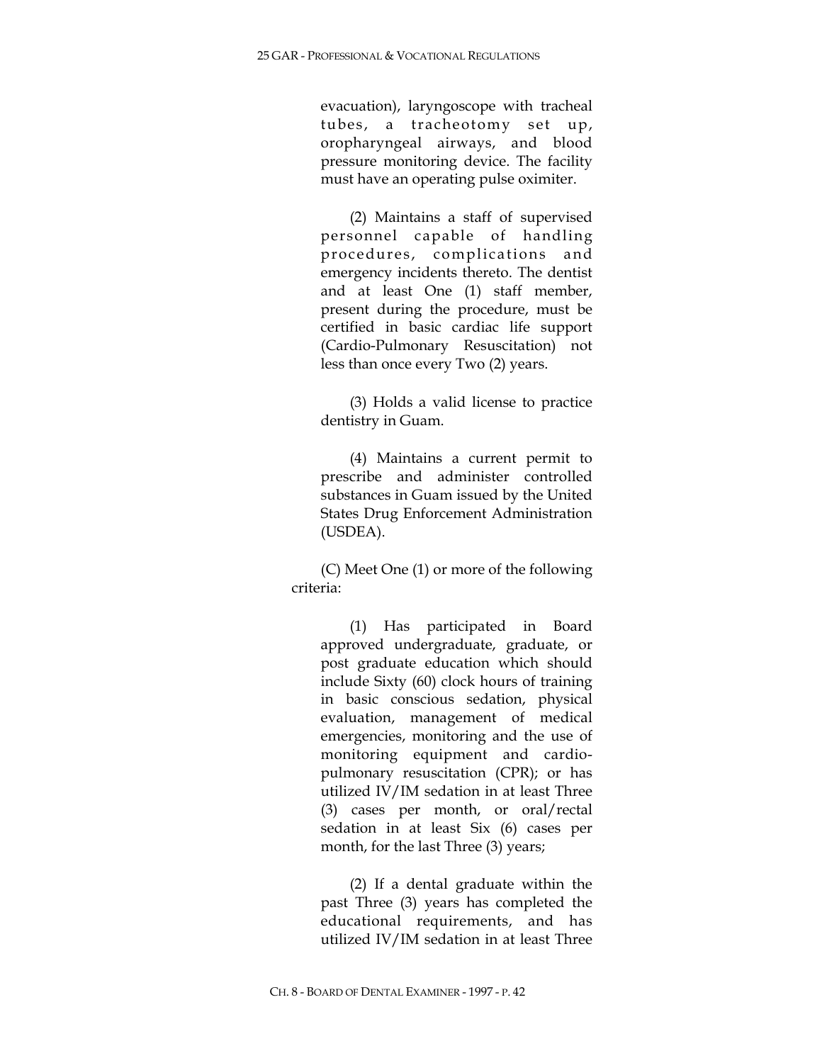evacuation), laryngoscope with tracheal tubes, a tracheotomy set up, oropharyngeal airways, and blood pressure monitoring device. The facility must have an operating pulse oximiter.

(2) Maintains a staff of supervised personnel capable of handling procedures, complications and emergency incidents thereto. The dentist and at least One (1) staff member, present during the procedure, must be certified in basic cardiac life support (Cardio-Pulmonary Resuscitation) not less than once every Two (2) years.

(3) Holds a valid license to practice dentistry in Guam.

(4) Maintains a current permit to prescribe and administer controlled substances in Guam issued by the United States Drug Enforcement Administration (USDEA).

(C) Meet One (1) or more of the following criteria:

(1) Has participated in Board approved undergraduate, graduate, or post graduate education which should include Sixty (60) clock hours of training in basic conscious sedation, physical evaluation, management of medical emergencies, monitoring and the use of monitoring equipment and cardio-pulmonary resuscitation (CPR); or has utilized IV/IM sedation in at least Three (3) cases per month, or oral/rectal sedation in at least Six (6) cases per month, for the last Three (3) years;

(2) If a dental graduate within the past Three (3) years has completed the educational requirements, and has utilized IV/IM sedation in at least Three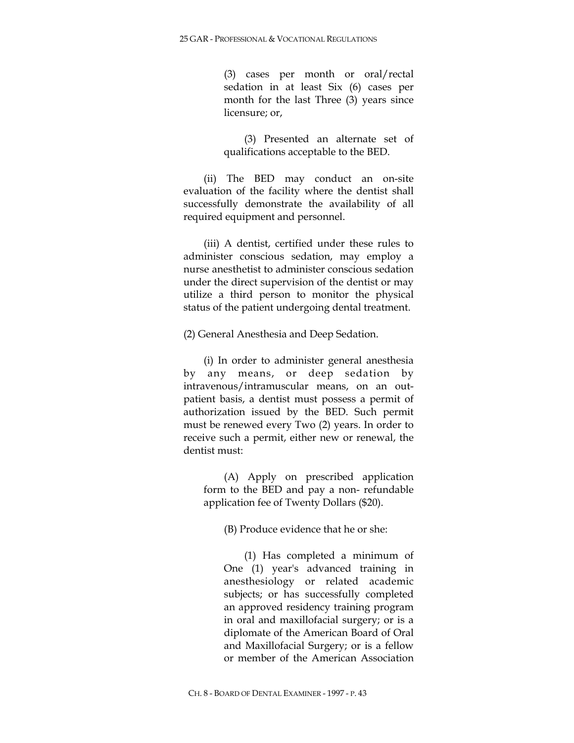(3) cases per month or oral/rectal sedation in at least Six (6) cases per month for the last Three (3) years since licensure; or,

(3) Presented an alternate set of qualifications acceptable to the BED.

(ii) The BED may conduct an on-site evaluation of the facility where the dentist shall successfully demonstrate the availability of all required equipment and personnel.

(iii) A dentist, certified under these rules to administer conscious sedation, may employ a nurse anesthetist to administer conscious sedation under the direct supervision of the dentist or may utilize a third person to monitor the physical status of the patient undergoing dental treatment.

(2) General Anesthesia and Deep Sedation.

(i) In order to administer general anesthesia by any means, or deep sedation by intravenous/intramuscular means, on an out-patient basis, a dentist must possess a permit of authorization issued by the BED. Such permit must be renewed every Two (2) years. In order to receive such a permit, either new or renewal, the dentist must:

(A) Apply on prescribed application form to the BED and pay a non- refundable application fee of Twenty Dollars ($20).

(B) Produce evidence that he or she:

(1) Has completed a minimum of One (1) year's advanced training in anesthesiology or related academic subjects; or has successfully completed an approved residency training program in oral and maxillofacial surgery; or is a diplomate of the American Board of Oral and Maxillofacial Surgery; or is a fellow or member of the American Association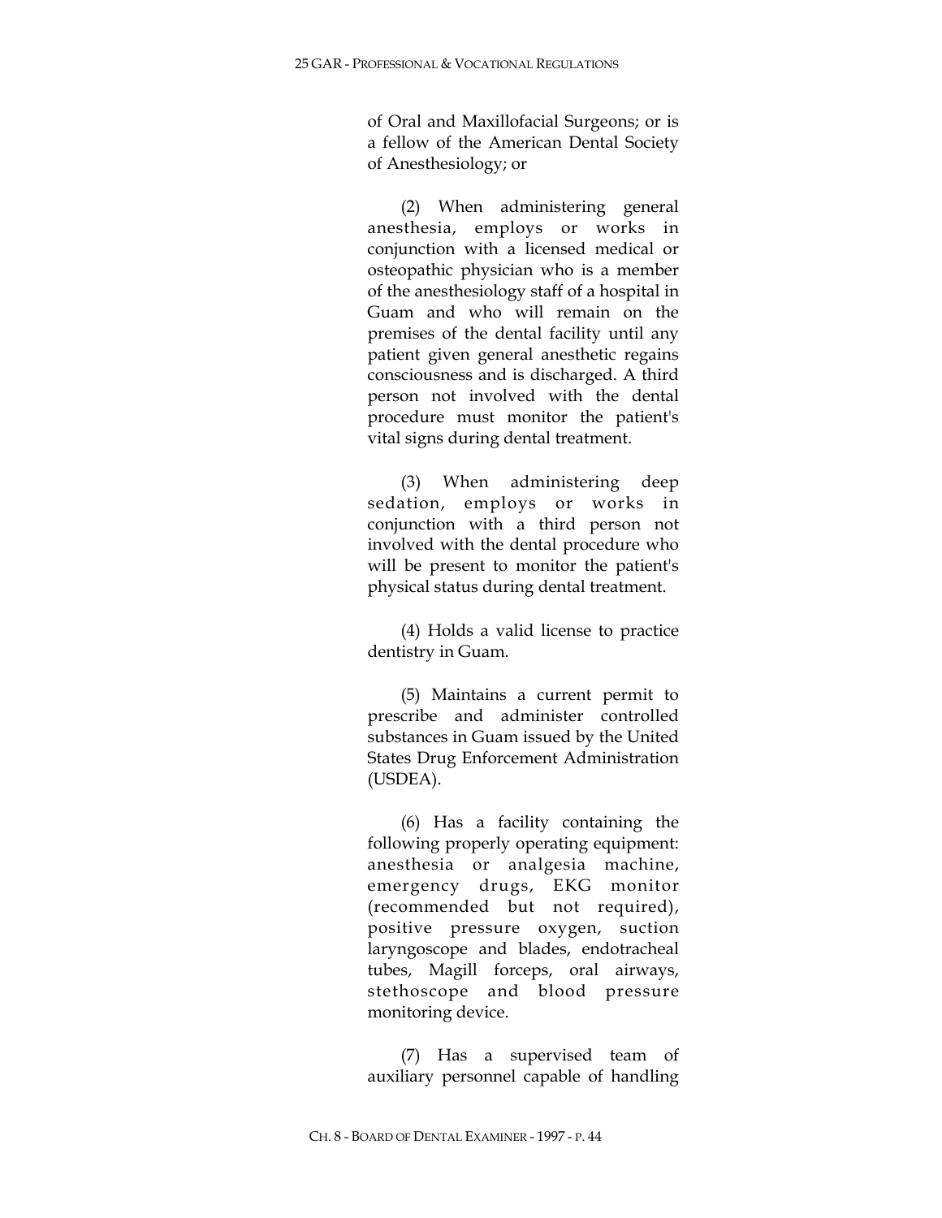of Oral and Maxillofacial Surgeons; or is a fellow of the American Dental Society of Anesthesiology; or

(2) When administering general anesthesia, employs or works in conjunction with a licensed medical or osteopathic physician who is a member of the anesthesiology staff of a hospital in Guam and who will remain on the premises of the dental facility until any patient given general anesthetic regains consciousness and is discharged. A third person not involved with the dental procedure must monitor the patient's vital signs during dental treatment.

(3) When administering deep sedation, employs or works in conjunction with a third person not involved with the dental procedure who will be present to monitor the patient's physical status during dental treatment.

(4) Holds a valid license to practice dentistry in Guam.

(5) Maintains a current permit to prescribe and administer controlled substances in Guam issued by the United States Drug Enforcement Administration (USDEA).

(6) Has a facility containing the following properly operating equipment: anesthesia or analgesia machine, emergency drugs, EKG monitor (recommended but not required), positive pressure oxygen, suction laryngoscope and blades, endotracheal tubes, Magill forceps, oral airways, stethoscope and blood pressure monitoring device.

(7) Has a supervised team of auxiliary personnel capable of handling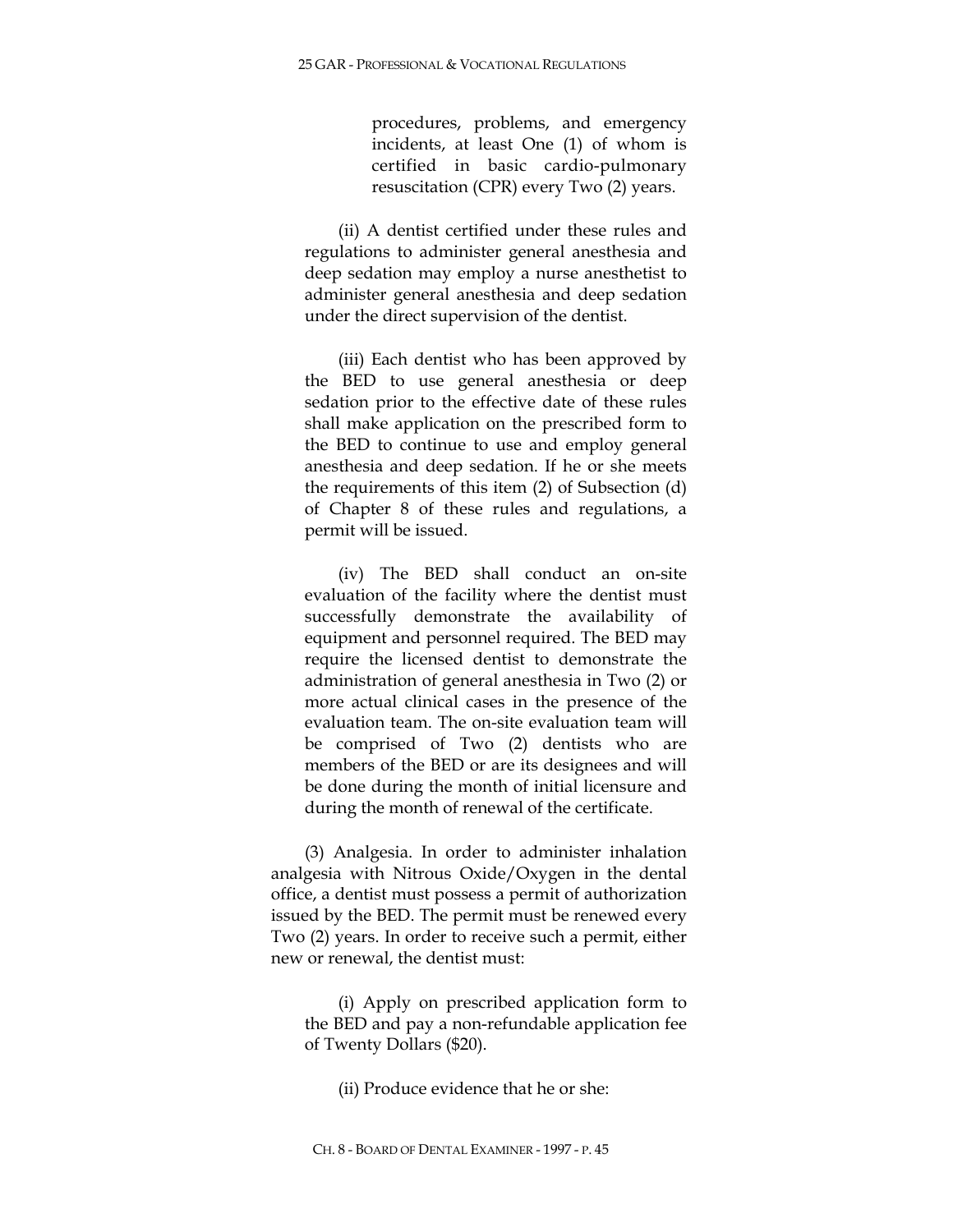procedures, problems, and emergency incidents, at least One (1) of whom is certified in basic cardio-pulmonary resuscitation (CPR) every Two (2) years.

(ii) A dentist certified under these rules and regulations to administer general anesthesia and deep sedation may employ a nurse anesthetist to administer general anesthesia and deep sedation under the direct supervision of the dentist.

(iii) Each dentist who has been approved by the BED to use general anesthesia or deep sedation prior to the effective date of these rules shall make application on the prescribed form to the BED to continue to use and employ general anesthesia and deep sedation. If he or she meets the requirements of this item (2) of Subsection (d) of Chapter 8 of these rules and regulations, a permit will be issued.

(iv) The BED shall conduct an on-site evaluation of the facility where the dentist must successfully demonstrate the availability of equipment and personnel required. The BED may require the licensed dentist to demonstrate the administration of general anesthesia in Two (2) or more actual clinical cases in the presence of the evaluation team. The on-site evaluation team will be comprised of Two (2) dentists who are members of the BED or are its designees and will be done during the month of initial licensure and during the month of renewal of the certificate.

(3) Analgesia. In order to administer inhalation analgesia with Nitrous Oxide/Oxygen in the dental office, a dentist must possess a permit of authorization issued by the BED. The permit must be renewed every Two (2) years. In order to receive such a permit, either new or renewal, the dentist must:

(i) Apply on prescribed application form to the BED and pay a non-refundable application fee of Twenty Dollars ($20).

(ii) Produce evidence that he or she: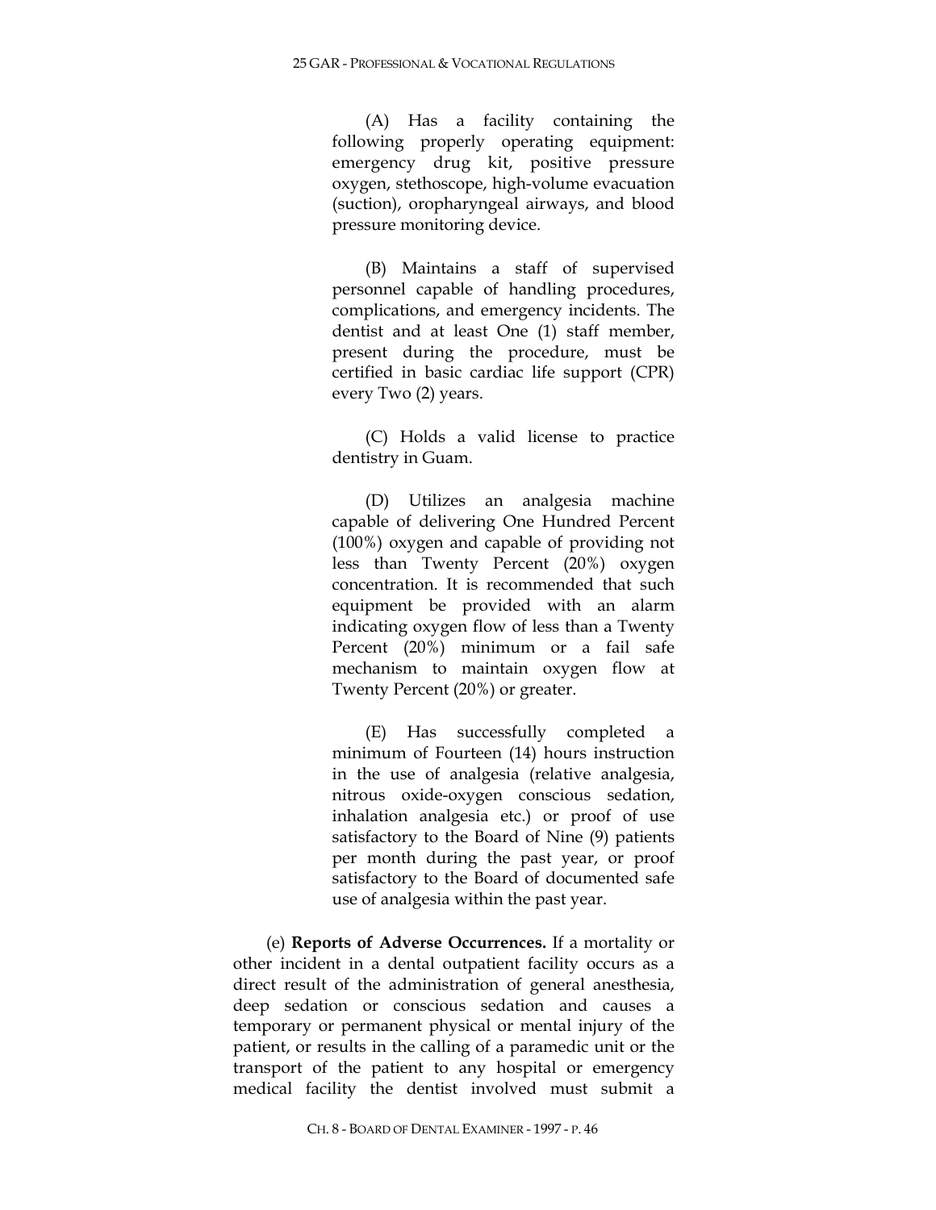(A) Has a facility containing the following properly operating equipment: emergency drug kit, positive pressure oxygen, stethoscope, high-volume evacuation (suction), oropharyngeal airways, and blood pressure monitoring device.

(B) Maintains a staff of supervised personnel capable of handling procedures, complications, and emergency incidents. The dentist and at least One (1) staff member, present during the procedure, must be certified in basic cardiac life support (CPR) every Two (2) years.

(C) Holds a valid license to practice dentistry in Guam.

(D) Utilizes an analgesia machine capable of delivering One Hundred Percent (100%) oxygen and capable of providing not less than Twenty Percent (20%) oxygen concentration. It is recommended that such equipment be provided with an alarm indicating oxygen flow of less than a Twenty Percent (20%) minimum or a fail safe mechanism to maintain oxygen flow at Twenty Percent (20%) or greater.

(E) Has successfully completed a minimum of Fourteen (14) hours instruction in the use of analgesia (relative analgesia, nitrous oxide-oxygen conscious sedation, inhalation analgesia etc.) or proof of use satisfactory to the Board of Nine (9) patients per month during the past year, or proof satisfactory to the Board of documented safe use of analgesia within the past year.

(e) **Reports of Adverse Occurrences.** If a mortality or other incident in a dental outpatient facility occurs as a direct result of the administration of general anesthesia, deep sedation or conscious sedation and causes a temporary or permanent physical or mental injury of the patient, or results in the calling of a paramedic unit or the transport of the patient to any hospital or emergency medical facility the dentist involved must submit a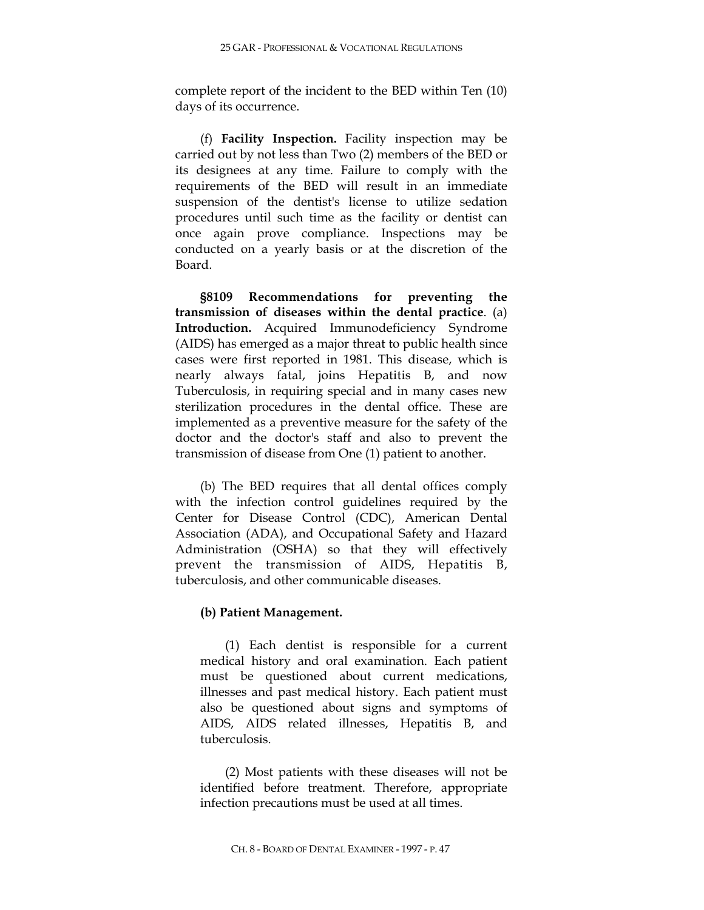complete report of the incident to the BED within Ten (10) days of its occurrence.

(f) **Facility Inspection.** Facility inspection may be carried out by not less than Two (2) members of the BED or its designees at any time. Failure to comply with the requirements of the BED will result in an immediate suspension of the dentist's license to utilize sedation procedures until such time as the facility or dentist can once again prove compliance. Inspections may be conducted on a yearly basis or at the discretion of the Board.

**§8109 Recommendations for preventing the transmission of diseases within the dental practice**. (a) **Introduction.** Acquired Immunodeficiency Syndrome (AIDS) has emerged as a major threat to public health since cases were first reported in 1981. This disease, which is nearly always fatal, joins Hepatitis B, and now Tuberculosis, in requiring special and in many cases new sterilization procedures in the dental office. These are implemented as a preventive measure for the safety of the doctor and the doctor's staff and also to prevent the transmission of disease from One (1) patient to another.

(b) The BED requires that all dental offices comply with the infection control guidelines required by the Center for Disease Control (CDC), American Dental Association (ADA), and Occupational Safety and Hazard Administration (OSHA) so that they will effectively prevent the transmission of AIDS, Hepatitis B, tuberculosis, and other communicable diseases.

**(b) Patient Management.**

(1) Each dentist is responsible for a current medical history and oral examination. Each patient must be questioned about current medications, illnesses and past medical history. Each patient must also be questioned about signs and symptoms of AIDS, AIDS related illnesses, Hepatitis B, and tuberculosis.

(2) Most patients with these diseases will not be identified before treatment. Therefore, appropriate infection precautions must be used at all times.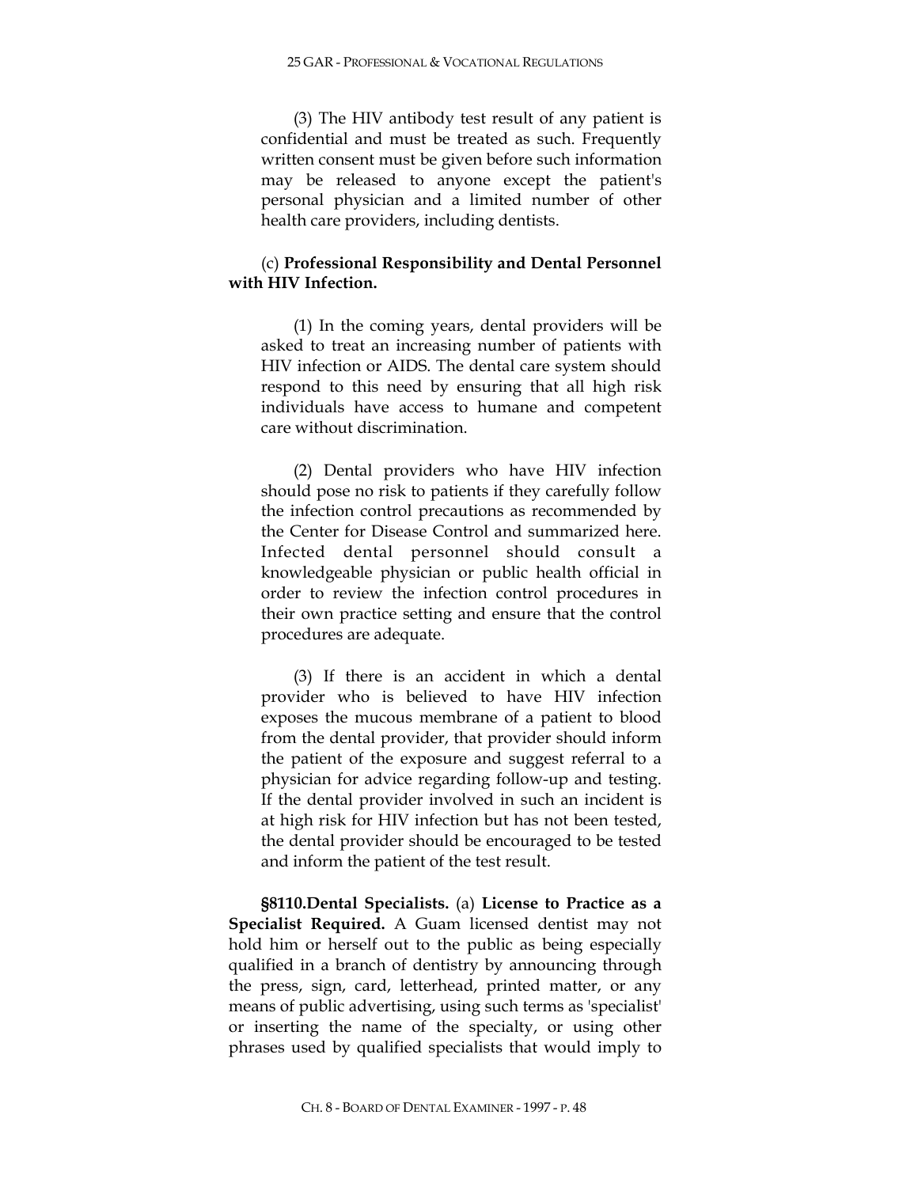(3) The HIV antibody test result of any patient is confidential and must be treated as such. Frequently written consent must be given before such information may be released to anyone except the patient's personal physician and a limited number of other health care providers, including dentists.

(c) **Professional Responsibility and Dental Personnel with HIV Infection.**

(1) In the coming years, dental providers will be asked to treat an increasing number of patients with HIV infection or AIDS. The dental care system should respond to this need by ensuring that all high risk individuals have access to humane and competent care without discrimination.

(2) Dental providers who have HIV infection should pose no risk to patients if they carefully follow the infection control precautions as recommended by the Center for Disease Control and summarized here. Infected dental personnel should consult a knowledgeable physician or public health official in order to review the infection control procedures in their own practice setting and ensure that the control procedures are adequate.

(3) If there is an accident in which a dental provider who is believed to have HIV infection exposes the mucous membrane of a patient to blood from the dental provider, that provider should inform the patient of the exposure and suggest referral to a physician for advice regarding follow-up and testing. If the dental provider involved in such an incident is at high risk for HIV infection but has not been tested, the dental provider should be encouraged to be tested and inform the patient of the test result.

**§8110.Dental Specialists.** (a) **License to Practice as a Specialist Required.** A Guam licensed dentist may not hold him or herself out to the public as being especially qualified in a branch of dentistry by announcing through the press, sign, card, letterhead, printed matter, or any means of public advertising, using such terms as 'specialist' or inserting the name of the specialty, or using other phrases used by qualified specialists that would imply to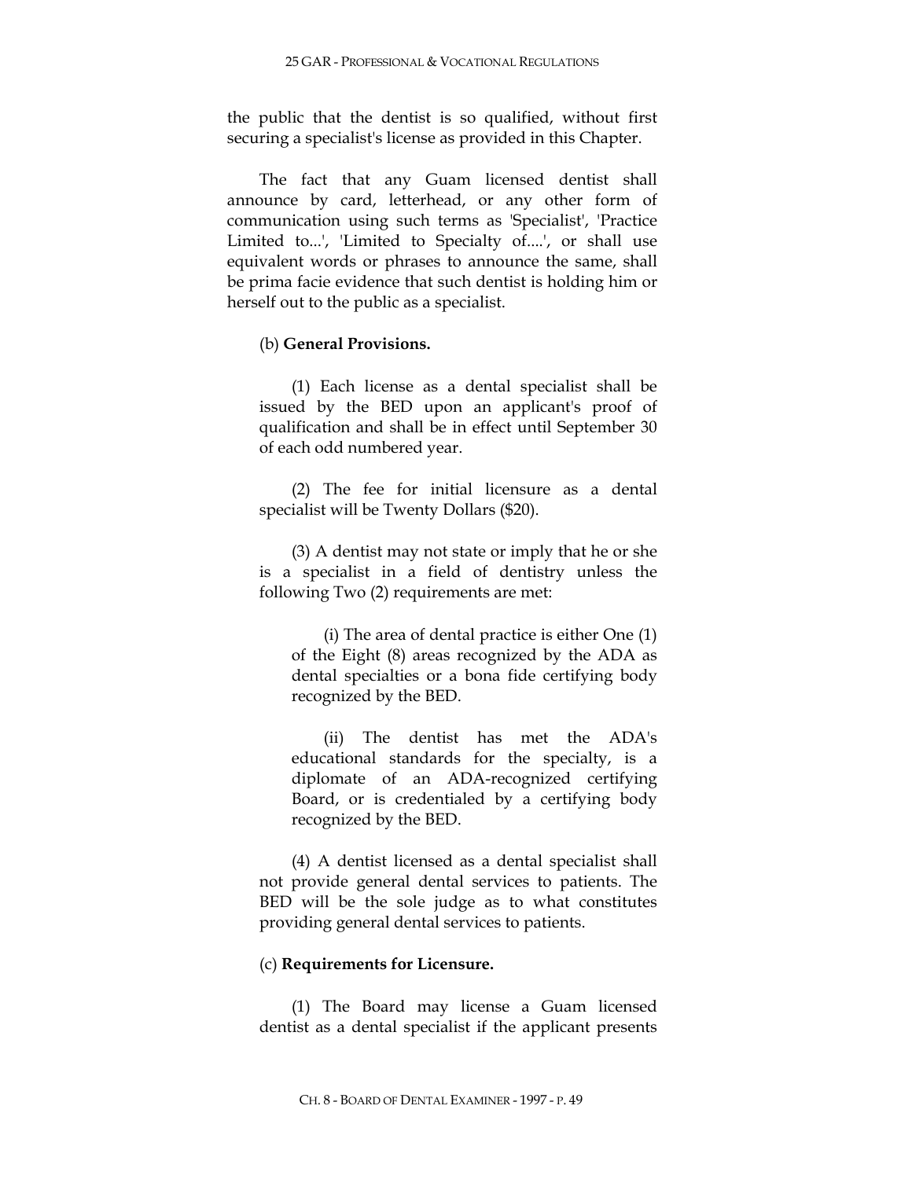the public that the dentist is so qualified, without first securing a specialist's license as provided in this Chapter.

The fact that any Guam licensed dentist shall announce by card, letterhead, or any other form of communication using such terms as 'Specialist', 'Practice Limited to...', 'Limited to Specialty of....', or shall use equivalent words or phrases to announce the same, shall be prima facie evidence that such dentist is holding him or herself out to the public as a specialist.

(b) **General Provisions.**

(1) Each license as a dental specialist shall be issued by the BED upon an applicant's proof of qualification and shall be in effect until September 30 of each odd numbered year.

(2) The fee for initial licensure as a dental specialist will be Twenty Dollars ($20).

(3) A dentist may not state or imply that he or she is a specialist in a field of dentistry unless the following Two (2) requirements are met:

(i) The area of dental practice is either One (1) of the Eight (8) areas recognized by the ADA as dental specialties or a bona fide certifying body recognized by the BED.

(ii) The dentist has met the ADA's educational standards for the specialty, is a diplomate of an ADA-recognized certifying Board, or is credentialed by a certifying body recognized by the BED.

(4) A dentist licensed as a dental specialist shall not provide general dental services to patients. The BED will be the sole judge as to what constitutes providing general dental services to patients.

(c) **Requirements for Licensure.**

(1) The Board may license a Guam licensed dentist as a dental specialist if the applicant presents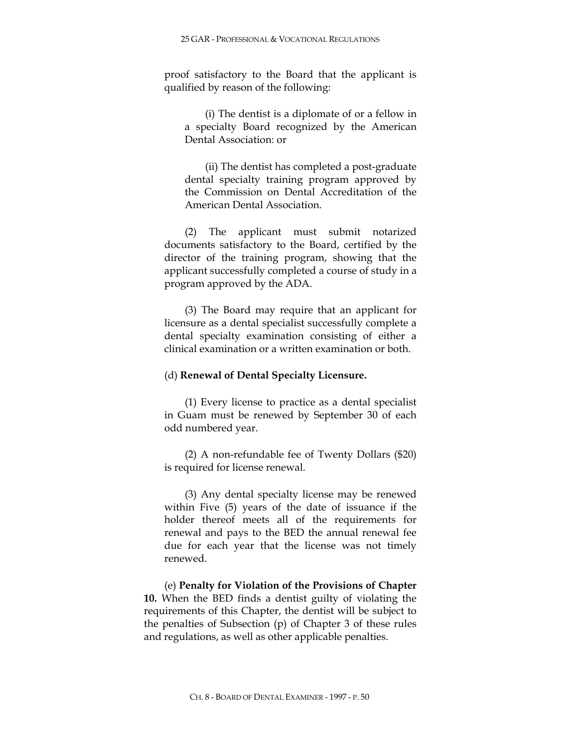proof satisfactory to the Board that the applicant is qualified by reason of the following:

(i) The dentist is a diplomate of or a fellow in a specialty Board recognized by the American Dental Association: or

(ii) The dentist has completed a post-graduate dental specialty training program approved by the Commission on Dental Accreditation of the American Dental Association.

(2) The applicant must submit notarized documents satisfactory to the Board, certified by the director of the training program, showing that the applicant successfully completed a course of study in a program approved by the ADA.

(3) The Board may require that an applicant for licensure as a dental specialist successfully complete a dental specialty examination consisting of either a clinical examination or a written examination or both.

(d) **Renewal of Dental Specialty Licensure.**

(1) Every license to practice as a dental specialist in Guam must be renewed by September 30 of each odd numbered year.

(2) A non-refundable fee of Twenty Dollars ($20) is required for license renewal.

(3) Any dental specialty license may be renewed within Five (5) years of the date of issuance if the holder thereof meets all of the requirements for renewal and pays to the BED the annual renewal fee due for each year that the license was not timely renewed.

(e) **Penalty for Violation of the Provisions of Chapter 10.** When the BED finds a dentist guilty of violating the requirements of this Chapter, the dentist will be subject to the penalties of Subsection (p) of Chapter 3 of these rules and regulations, as well as other applicable penalties.